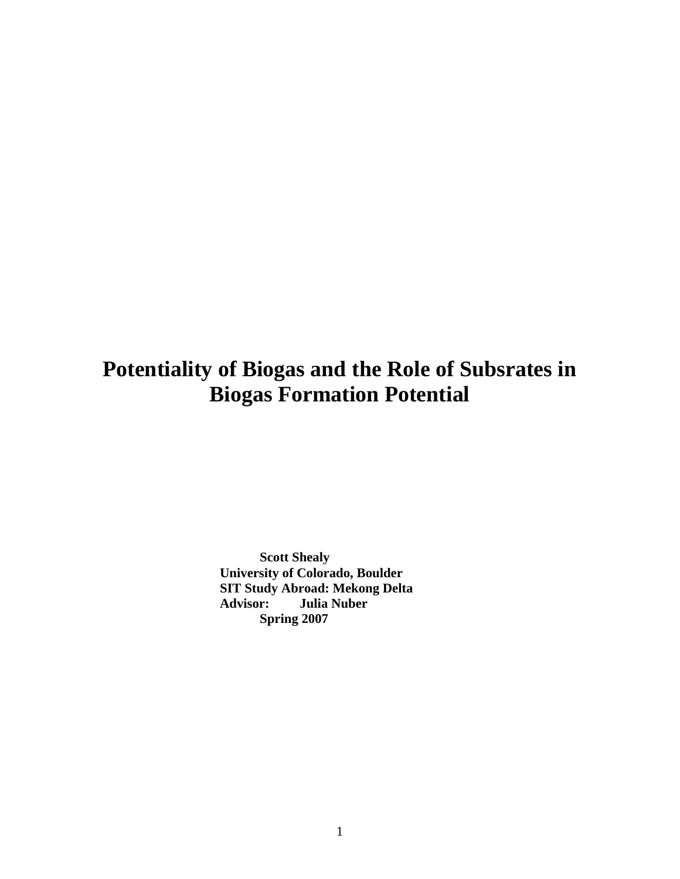# Potentiality of Biogas and the Role of Subsrates in Biogas Formation Potential

**Scott Shealy**
**University of Colorado, Boulder**
**SIT Study Abroad: Mekong Delta**
**Advisor: Julia Nuber**
**Spring 2007**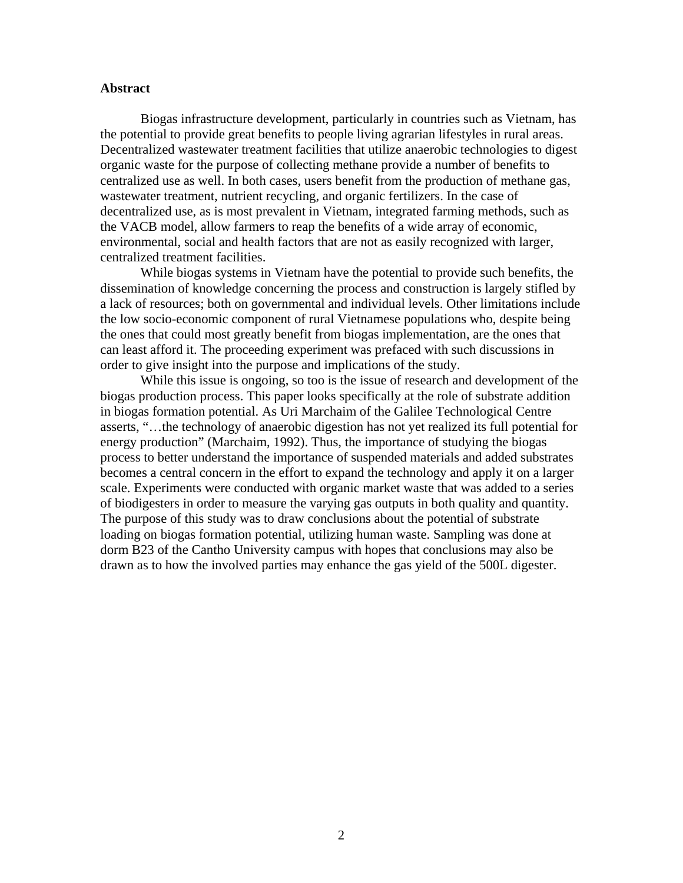# Abstract

Biogas infrastructure development, particularly in countries such as Vietnam, has the potential to provide great benefits to people living agrarian lifestyles in rural areas. Decentralized wastewater treatment facilities that utilize anaerobic technologies to digest organic waste for the purpose of collecting methane provide a number of benefits to centralized use as well. In both cases, users benefit from the production of methane gas, wastewater treatment, nutrient recycling, and organic fertilizers. In the case of decentralized use, as is most prevalent in Vietnam, integrated farming methods, such as the VACB model, allow farmers to reap the benefits of a wide array of economic, environmental, social and health factors that are not as easily recognized with larger, centralized treatment facilities.

While biogas systems in Vietnam have the potential to provide such benefits, the dissemination of knowledge concerning the process and construction is largely stifled by a lack of resources; both on governmental and individual levels. Other limitations include the low socio-economic component of rural Vietnamese populations who, despite being the ones that could most greatly benefit from biogas implementation, are the ones that can least afford it. The proceeding experiment was prefaced with such discussions in order to give insight into the purpose and implications of the study.

While this issue is ongoing, so too is the issue of research and development of the biogas production process. This paper looks specifically at the role of substrate addition in biogas formation potential. As Uri Marchaim of the Galilee Technological Centre asserts, "…the technology of anaerobic digestion has not yet realized its full potential for energy production" (Marchaim, 1992). Thus, the importance of studying the biogas process to better understand the importance of suspended materials and added substrates becomes a central concern in the effort to expand the technology and apply it on a larger scale. Experiments were conducted with organic market waste that was added to a series of biodigesters in order to measure the varying gas outputs in both quality and quantity. The purpose of this study was to draw conclusions about the potential of substrate loading on biogas formation potential, utilizing human waste. Sampling was done at dorm B23 of the Cantho University campus with hopes that conclusions may also be drawn as to how the involved parties may enhance the gas yield of the 500L digester.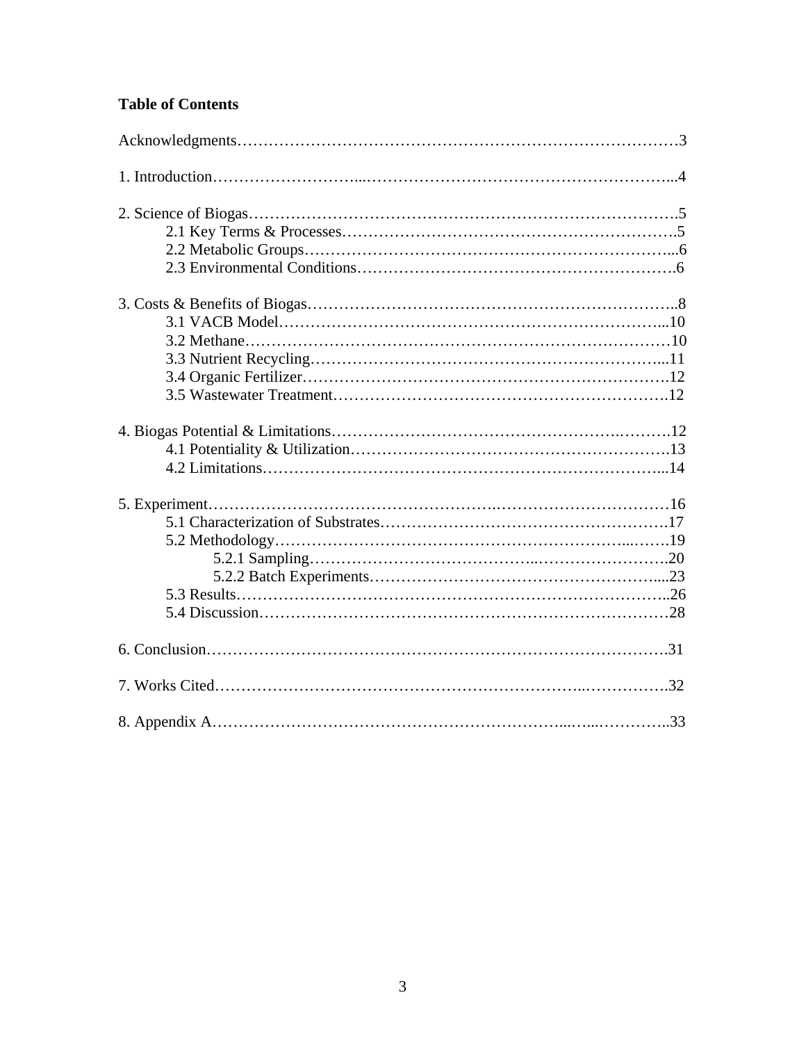**Table of Contents**

Acknowledgments … 3

1. Introduction … 4

2. Science of Biogas … 5
   - 2.1 Key Terms & Processes … 5
   - 2.2 Metabolic Groups … 6
   - 2.3 Environmental Conditions … 6

3. Costs & Benefits of Biogas … 8
   - 3.1 VACB Model … 10
   - 3.2 Methane … 10
   - 3.3 Nutrient Recycling … 11
   - 3.4 Organic Fertilizer … 12
   - 3.5 Wastewater Treatment … 12

4. Biogas Potential & Limitations … 12
   - 4.1 Potentiality & Utilization … 13
   - 4.2 Limitations … 14

5. Experiment … 16
   - 5.1 Characterization of Substrates … 17
   - 5.2 Methodology … 19
     - 5.2.1 Sampling … 20
     - 5.2.2 Batch Experiments … 23
   - 5.3 Results … 26
   - 5.4 Discussion … 28

6. Conclusion … 31

7. Works Cited … 32

8. Appendix A … 33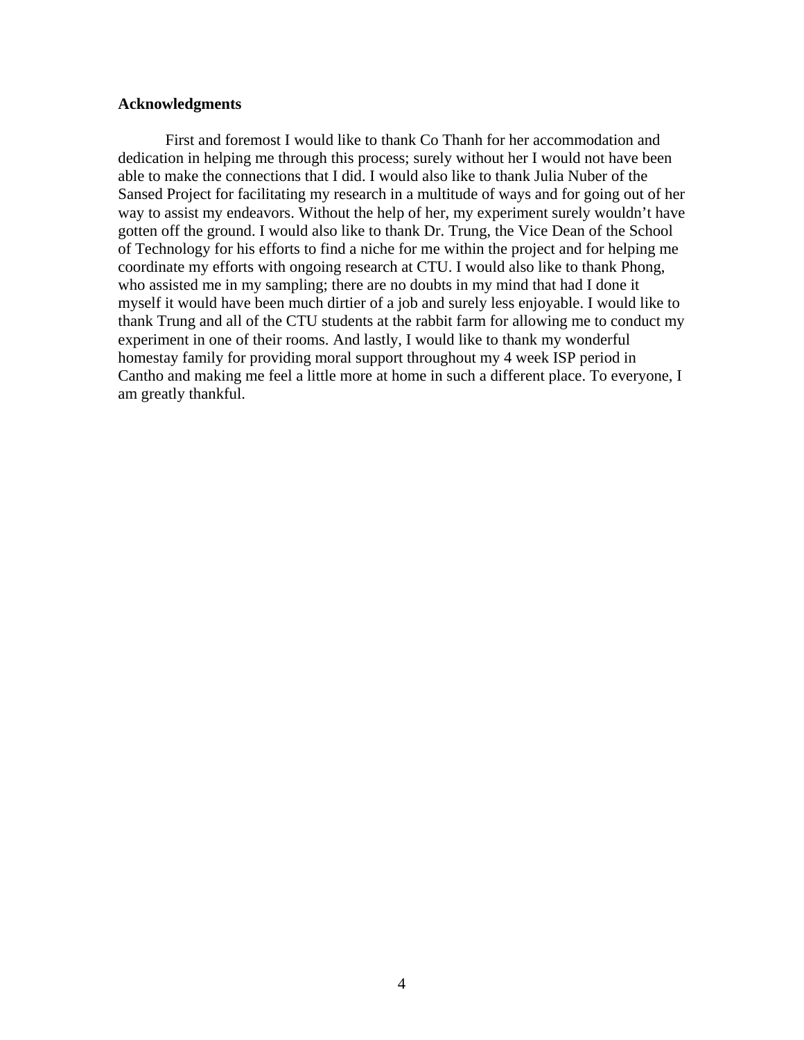## Acknowledgments

First and foremost I would like to thank Co Thanh for her accommodation and dedication in helping me through this process; surely without her I would not have been able to make the connections that I did. I would also like to thank Julia Nuber of the Sansed Project for facilitating my research in a multitude of ways and for going out of her way to assist my endeavors. Without the help of her, my experiment surely wouldn't have gotten off the ground. I would also like to thank Dr. Trung, the Vice Dean of the School of Technology for his efforts to find a niche for me within the project and for helping me coordinate my efforts with ongoing research at CTU. I would also like to thank Phong, who assisted me in my sampling; there are no doubts in my mind that had I done it myself it would have been much dirtier of a job and surely less enjoyable. I would like to thank Trung and all of the CTU students at the rabbit farm for allowing me to conduct my experiment in one of their rooms. And lastly, I would like to thank my wonderful homestay family for providing moral support throughout my 4 week ISP period in Cantho and making me feel a little more at home in such a different place. To everyone, I am greatly thankful.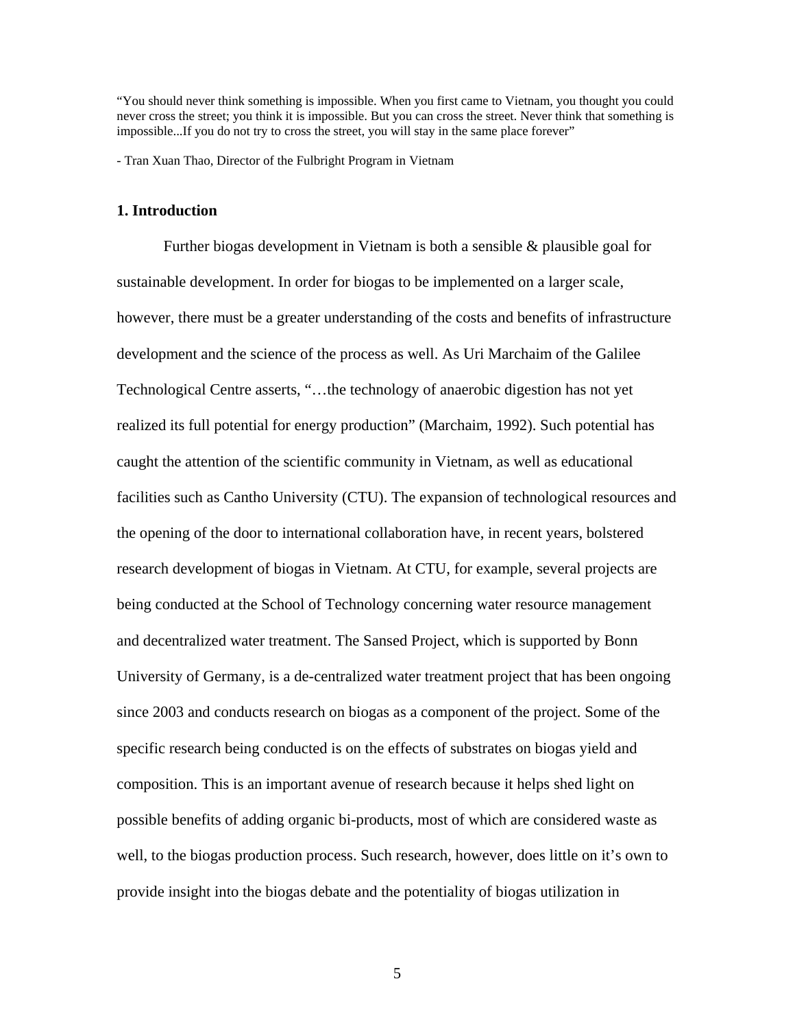"You should never think something is impossible. When you first came to Vietnam, you thought you could never cross the street; you think it is impossible. But you can cross the street. Never think that something is impossible...If you do not try to cross the street, you will stay in the same place forever"

- Tran Xuan Thao, Director of the Fulbright Program in Vietnam

## 1. Introduction

Further biogas development in Vietnam is both a sensible & plausible goal for sustainable development. In order for biogas to be implemented on a larger scale, however, there must be a greater understanding of the costs and benefits of infrastructure development and the science of the process as well. As Uri Marchaim of the Galilee Technological Centre asserts, "…the technology of anaerobic digestion has not yet realized its full potential for energy production" (Marchaim, 1992). Such potential has caught the attention of the scientific community in Vietnam, as well as educational facilities such as Cantho University (CTU). The expansion of technological resources and the opening of the door to international collaboration have, in recent years, bolstered research development of biogas in Vietnam. At CTU, for example, several projects are being conducted at the School of Technology concerning water resource management and decentralized water treatment. The Sansed Project, which is supported by Bonn University of Germany, is a de-centralized water treatment project that has been ongoing since 2003 and conducts research on biogas as a component of the project. Some of the specific research being conducted is on the effects of substrates on biogas yield and composition. This is an important avenue of research because it helps shed light on possible benefits of adding organic bi-products, most of which are considered waste as well, to the biogas production process. Such research, however, does little on it's own to provide insight into the biogas debate and the potentiality of biogas utilization in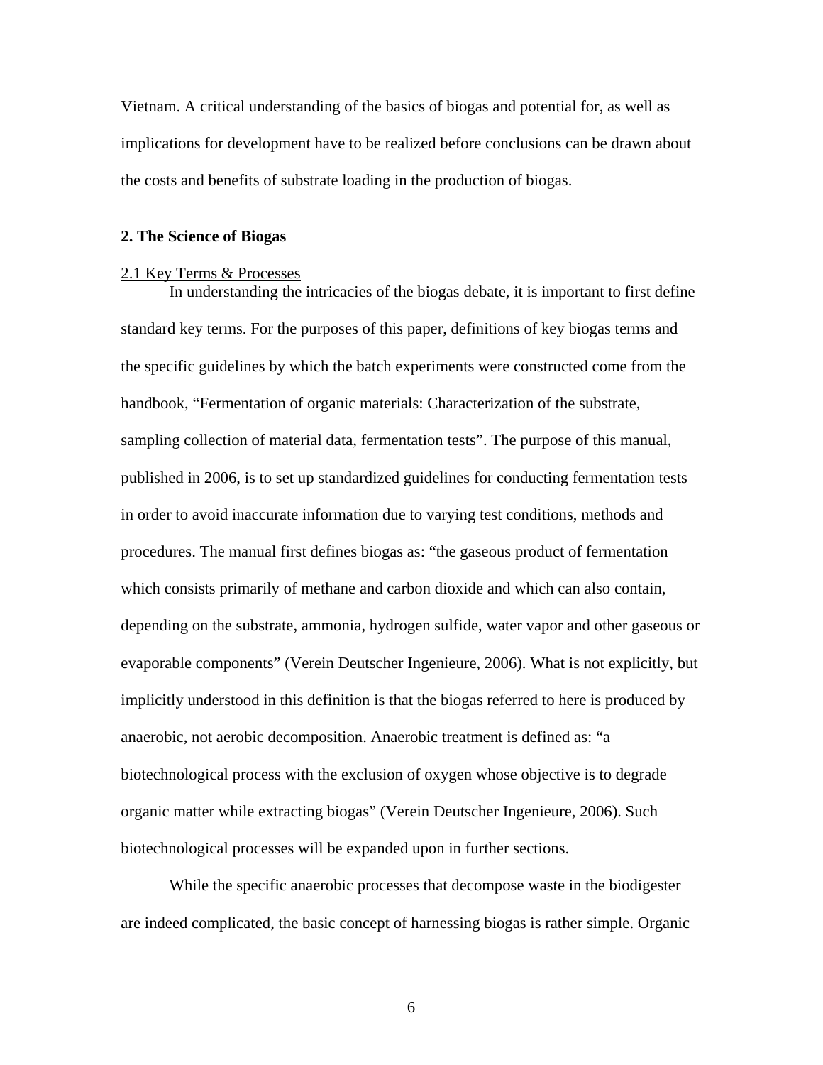Vietnam. A critical understanding of the basics of biogas and potential for, as well as implications for development have to be realized before conclusions can be drawn about the costs and benefits of substrate loading in the production of biogas.

## 2. The Science of Biogas

### 2.1 Key Terms & Processes

In understanding the intricacies of the biogas debate, it is important to first define standard key terms. For the purposes of this paper, definitions of key biogas terms and the specific guidelines by which the batch experiments were constructed come from the handbook, "Fermentation of organic materials: Characterization of the substrate, sampling collection of material data, fermentation tests". The purpose of this manual, published in 2006, is to set up standardized guidelines for conducting fermentation tests in order to avoid inaccurate information due to varying test conditions, methods and procedures. The manual first defines biogas as: "the gaseous product of fermentation which consists primarily of methane and carbon dioxide and which can also contain, depending on the substrate, ammonia, hydrogen sulfide, water vapor and other gaseous or evaporable components" (Verein Deutscher Ingenieure, 2006). What is not explicitly, but implicitly understood in this definition is that the biogas referred to here is produced by anaerobic, not aerobic decomposition. Anaerobic treatment is defined as: "a biotechnological process with the exclusion of oxygen whose objective is to degrade organic matter while extracting biogas" (Verein Deutscher Ingenieure, 2006). Such biotechnological processes will be expanded upon in further sections.

While the specific anaerobic processes that decompose waste in the biodigester are indeed complicated, the basic concept of harnessing biogas is rather simple. Organic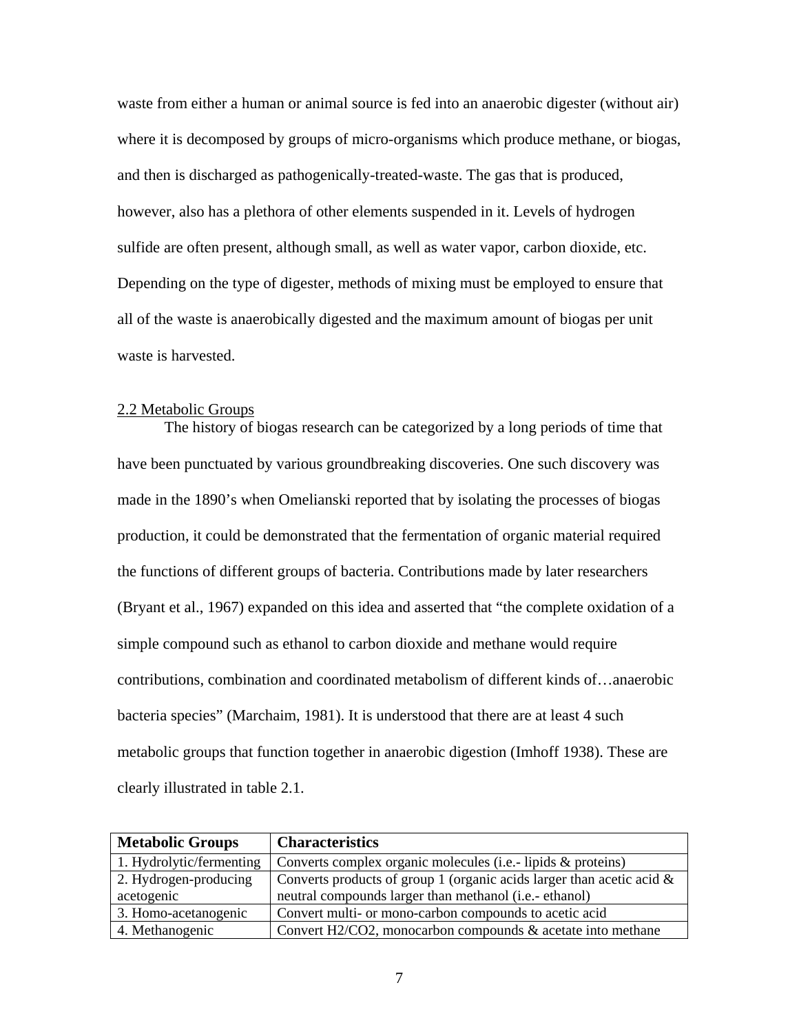waste from either a human or animal source is fed into an anaerobic digester (without air) where it is decomposed by groups of micro-organisms which produce methane, or biogas, and then is discharged as pathogenically-treated-waste. The gas that is produced, however, also has a plethora of other elements suspended in it. Levels of hydrogen sulfide are often present, although small, as well as water vapor, carbon dioxide, etc. Depending on the type of digester, methods of mixing must be employed to ensure that all of the waste is anaerobically digested and the maximum amount of biogas per unit waste is harvested.

## 2.2 Metabolic Groups

The history of biogas research can be categorized by a long periods of time that have been punctuated by various groundbreaking discoveries. One such discovery was made in the 1890's when Omelianski reported that by isolating the processes of biogas production, it could be demonstrated that the fermentation of organic material required the functions of different groups of bacteria. Contributions made by later researchers (Bryant et al., 1967) expanded on this idea and asserted that "the complete oxidation of a simple compound such as ethanol to carbon dioxide and methane would require contributions, combination and coordinated metabolism of different kinds of…anaerobic bacteria species" (Marchaim, 1981). It is understood that there are at least 4 such metabolic groups that function together in anaerobic digestion (Imhoff 1938). These are clearly illustrated in table 2.1.

| **Metabolic Groups** | **Characteristics** |
|---|---|
| 1. Hydrolytic/fermenting | Converts complex organic molecules (i.e.- lipids & proteins) |
| 2. Hydrogen-producing acetogenic | Converts products of group 1 (organic acids larger than acetic acid & neutral compounds larger than methanol (i.e.- ethanol) |
| 3. Homo-acetanogenic | Convert multi- or mono-carbon compounds to acetic acid |
| 4. Methanogenic | Convert $H_2/CO_2$, monocarbon compounds & acetate into methane |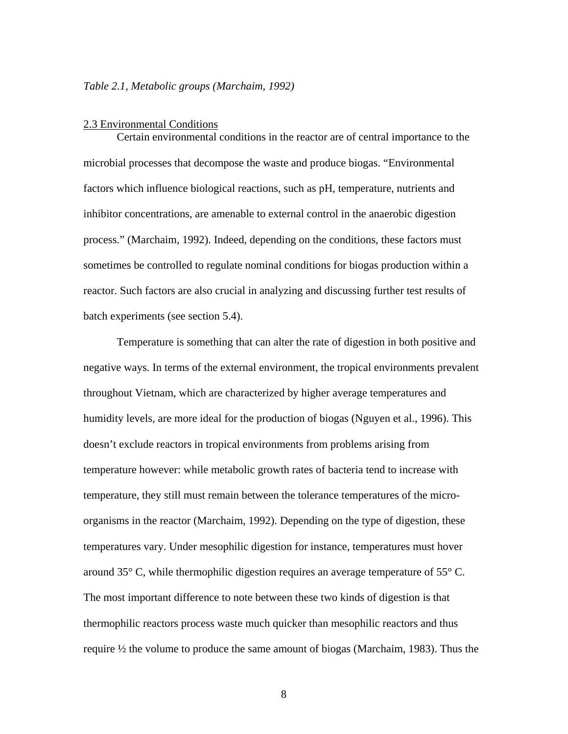*Table 2.1, Metabolic groups (Marchaim, 1992)*

## 2.3 Environmental Conditions

Certain environmental conditions in the reactor are of central importance to the microbial processes that decompose the waste and produce biogas. "Environmental factors which influence biological reactions, such as pH, temperature, nutrients and inhibitor concentrations, are amenable to external control in the anaerobic digestion process." (Marchaim, 1992). Indeed, depending on the conditions, these factors must sometimes be controlled to regulate nominal conditions for biogas production within a reactor. Such factors are also crucial in analyzing and discussing further test results of batch experiments (see section 5.4).

Temperature is something that can alter the rate of digestion in both positive and negative ways. In terms of the external environment, the tropical environments prevalent throughout Vietnam, which are characterized by higher average temperatures and humidity levels, are more ideal for the production of biogas (Nguyen et al., 1996). This doesn't exclude reactors in tropical environments from problems arising from temperature however: while metabolic growth rates of bacteria tend to increase with temperature, they still must remain between the tolerance temperatures of the micro-organisms in the reactor (Marchaim, 1992). Depending on the type of digestion, these temperatures vary. Under mesophilic digestion for instance, temperatures must hover around 35° C, while thermophilic digestion requires an average temperature of 55° C. The most important difference to note between these two kinds of digestion is that thermophilic reactors process waste much quicker than mesophilic reactors and thus require ½ the volume to produce the same amount of biogas (Marchaim, 1983). Thus the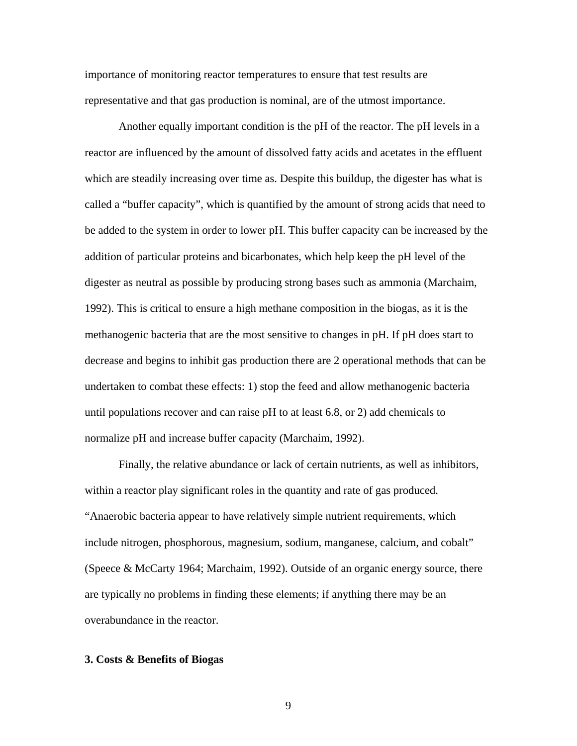importance of monitoring reactor temperatures to ensure that test results are representative and that gas production is nominal, are of the utmost importance.

Another equally important condition is the pH of the reactor. The pH levels in a reactor are influenced by the amount of dissolved fatty acids and acetates in the effluent which are steadily increasing over time as. Despite this buildup, the digester has what is called a "buffer capacity", which is quantified by the amount of strong acids that need to be added to the system in order to lower pH. This buffer capacity can be increased by the addition of particular proteins and bicarbonates, which help keep the pH level of the digester as neutral as possible by producing strong bases such as ammonia (Marchaim, 1992). This is critical to ensure a high methane composition in the biogas, as it is the methanogenic bacteria that are the most sensitive to changes in pH. If pH does start to decrease and begins to inhibit gas production there are 2 operational methods that can be undertaken to combat these effects: 1) stop the feed and allow methanogenic bacteria until populations recover and can raise pH to at least 6.8, or 2) add chemicals to normalize pH and increase buffer capacity (Marchaim, 1992).

Finally, the relative abundance or lack of certain nutrients, as well as inhibitors, within a reactor play significant roles in the quantity and rate of gas produced. "Anaerobic bacteria appear to have relatively simple nutrient requirements, which include nitrogen, phosphorous, magnesium, sodium, manganese, calcium, and cobalt" (Speece & McCarty 1964; Marchaim, 1992). Outside of an organic energy source, there are typically no problems in finding these elements; if anything there may be an overabundance in the reactor.

## 3. Costs & Benefits of Biogas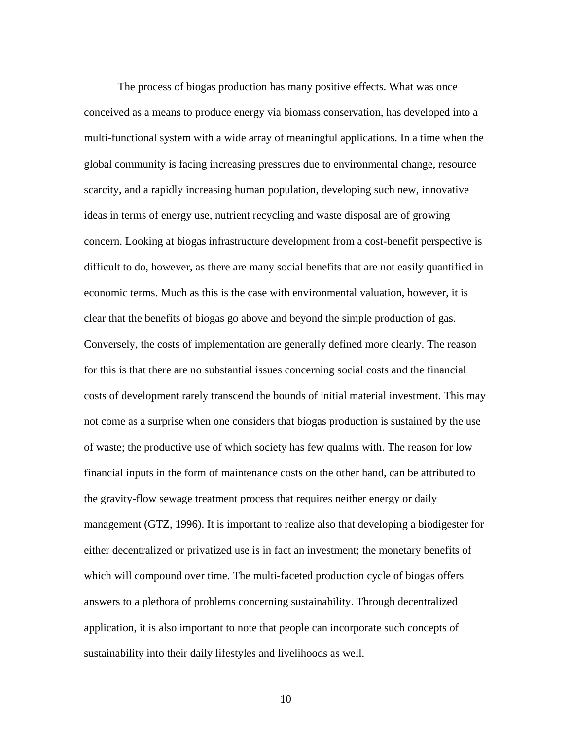The process of biogas production has many positive effects. What was once conceived as a means to produce energy via biomass conservation, has developed into a multi-functional system with a wide array of meaningful applications. In a time when the global community is facing increasing pressures due to environmental change, resource scarcity, and a rapidly increasing human population, developing such new, innovative ideas in terms of energy use, nutrient recycling and waste disposal are of growing concern. Looking at biogas infrastructure development from a cost-benefit perspective is difficult to do, however, as there are many social benefits that are not easily quantified in economic terms. Much as this is the case with environmental valuation, however, it is clear that the benefits of biogas go above and beyond the simple production of gas. Conversely, the costs of implementation are generally defined more clearly. The reason for this is that there are no substantial issues concerning social costs and the financial costs of development rarely transcend the bounds of initial material investment. This may not come as a surprise when one considers that biogas production is sustained by the use of waste; the productive use of which society has few qualms with. The reason for low financial inputs in the form of maintenance costs on the other hand, can be attributed to the gravity-flow sewage treatment process that requires neither energy or daily management (GTZ, 1996). It is important to realize also that developing a biodigester for either decentralized or privatized use is in fact an investment; the monetary benefits of which will compound over time. The multi-faceted production cycle of biogas offers answers to a plethora of problems concerning sustainability. Through decentralized application, it is also important to note that people can incorporate such concepts of sustainability into their daily lifestyles and livelihoods as well.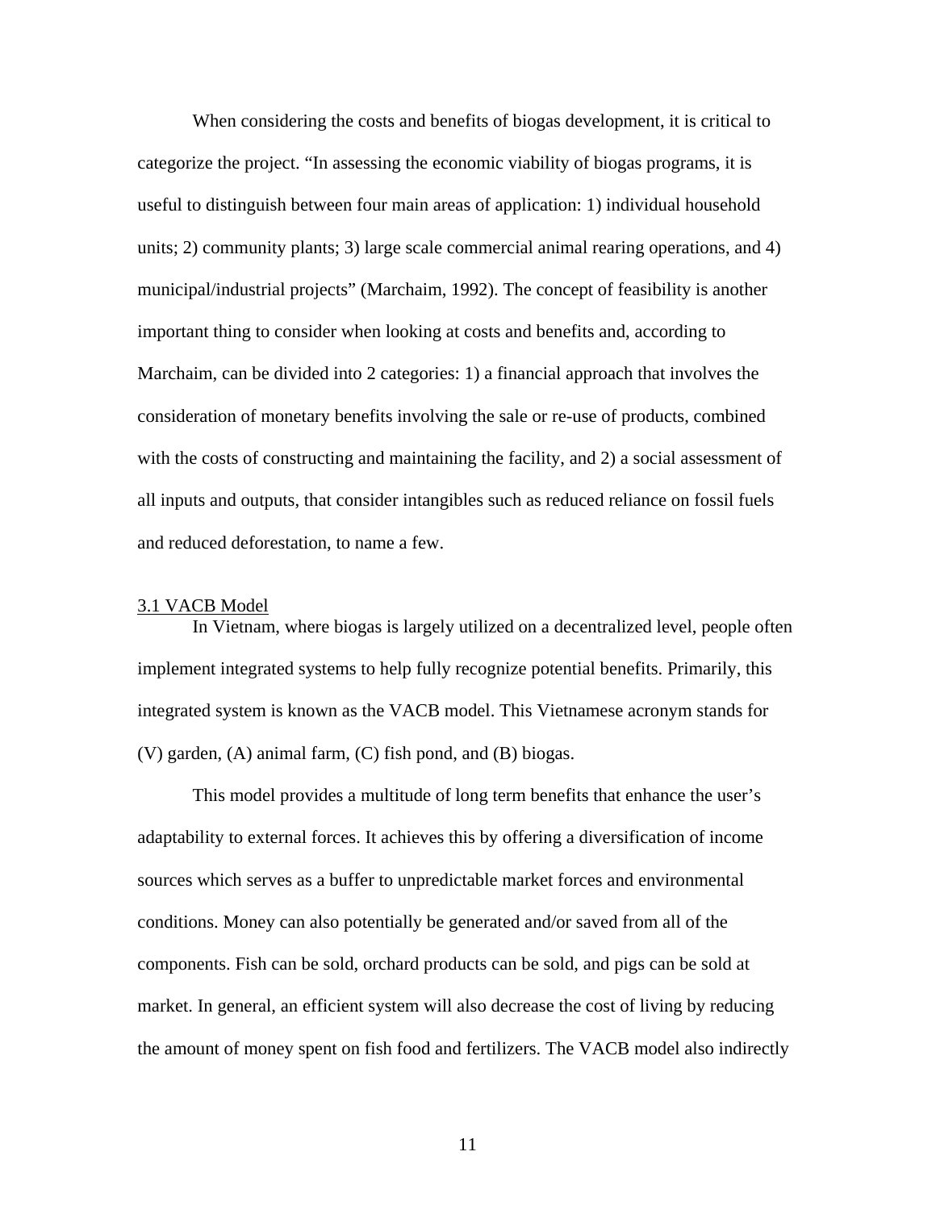When considering the costs and benefits of biogas development, it is critical to categorize the project. "In assessing the economic viability of biogas programs, it is useful to distinguish between four main areas of application: 1) individual household units; 2) community plants; 3) large scale commercial animal rearing operations, and 4) municipal/industrial projects" (Marchaim, 1992). The concept of feasibility is another important thing to consider when looking at costs and benefits and, according to Marchaim, can be divided into 2 categories: 1) a financial approach that involves the consideration of monetary benefits involving the sale or re-use of products, combined with the costs of constructing and maintaining the facility, and 2) a social assessment of all inputs and outputs, that consider intangibles such as reduced reliance on fossil fuels and reduced deforestation, to name a few.

### 3.1 VACB Model

In Vietnam, where biogas is largely utilized on a decentralized level, people often implement integrated systems to help fully recognize potential benefits. Primarily, this integrated system is known as the VACB model. This Vietnamese acronym stands for (V) garden, (A) animal farm, (C) fish pond, and (B) biogas.

This model provides a multitude of long term benefits that enhance the user's adaptability to external forces. It achieves this by offering a diversification of income sources which serves as a buffer to unpredictable market forces and environmental conditions. Money can also potentially be generated and/or saved from all of the components. Fish can be sold, orchard products can be sold, and pigs can be sold at market. In general, an efficient system will also decrease the cost of living by reducing the amount of money spent on fish food and fertilizers. The VACB model also indirectly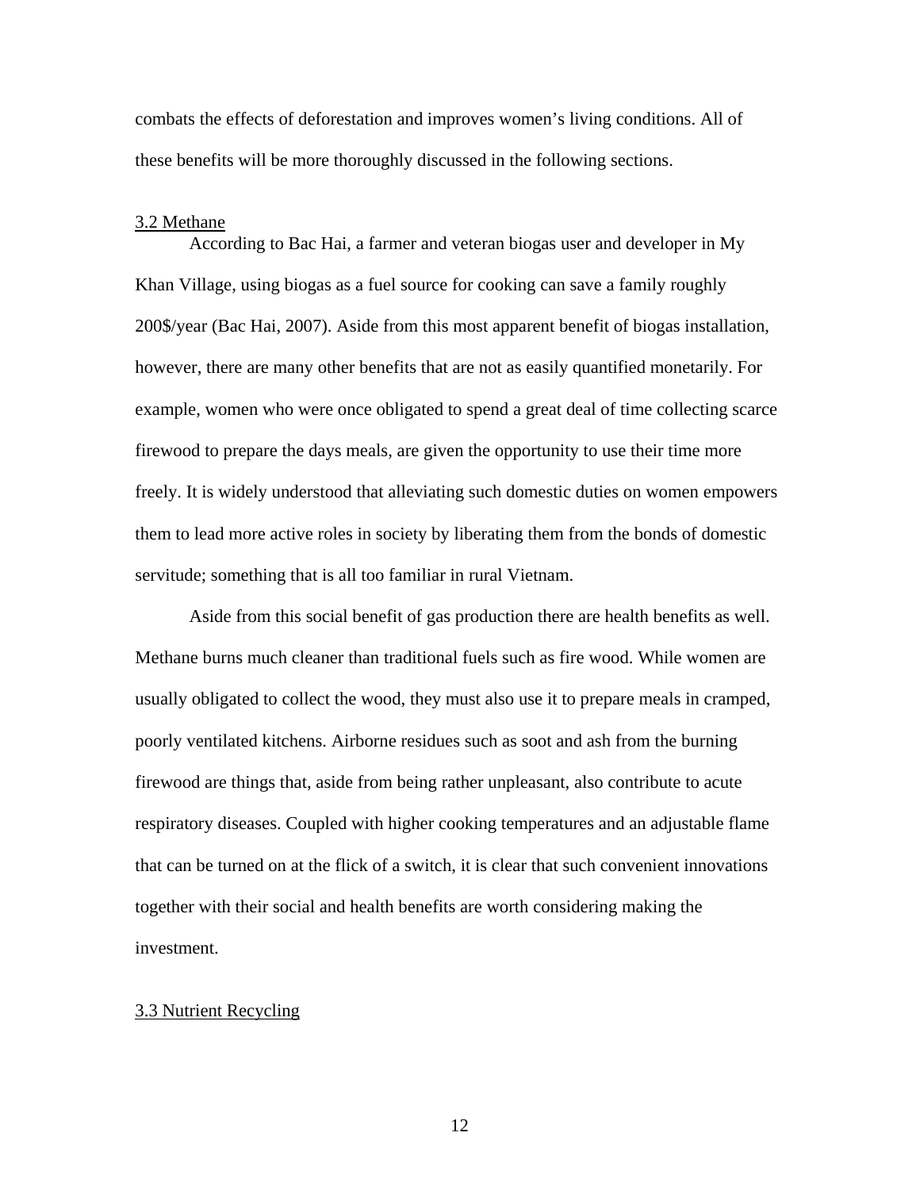combats the effects of deforestation and improves women's living conditions. All of these benefits will be more thoroughly discussed in the following sections.

### 3.2 Methane

According to Bac Hai, a farmer and veteran biogas user and developer in My Khan Village, using biogas as a fuel source for cooking can save a family roughly 200$/year (Bac Hai, 2007). Aside from this most apparent benefit of biogas installation, however, there are many other benefits that are not as easily quantified monetarily. For example, women who were once obligated to spend a great deal of time collecting scarce firewood to prepare the days meals, are given the opportunity to use their time more freely. It is widely understood that alleviating such domestic duties on women empowers them to lead more active roles in society by liberating them from the bonds of domestic servitude; something that is all too familiar in rural Vietnam.

Aside from this social benefit of gas production there are health benefits as well. Methane burns much cleaner than traditional fuels such as fire wood. While women are usually obligated to collect the wood, they must also use it to prepare meals in cramped, poorly ventilated kitchens. Airborne residues such as soot and ash from the burning firewood are things that, aside from being rather unpleasant, also contribute to acute respiratory diseases. Coupled with higher cooking temperatures and an adjustable flame that can be turned on at the flick of a switch, it is clear that such convenient innovations together with their social and health benefits are worth considering making the investment.

### 3.3 Nutrient Recycling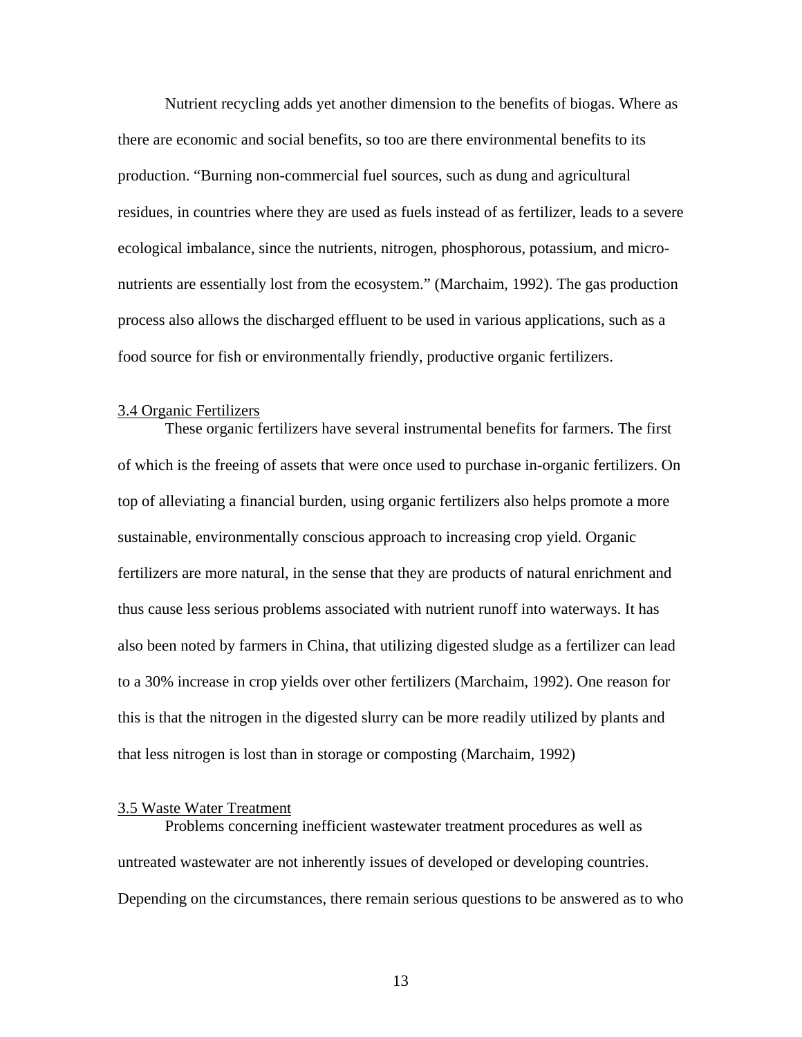Nutrient recycling adds yet another dimension to the benefits of biogas. Where as there are economic and social benefits, so too are there environmental benefits to its production. "Burning non-commercial fuel sources, such as dung and agricultural residues, in countries where they are used as fuels instead of as fertilizer, leads to a severe ecological imbalance, since the nutrients, nitrogen, phosphorous, potassium, and micro-nutrients are essentially lost from the ecosystem." (Marchaim, 1992). The gas production process also allows the discharged effluent to be used in various applications, such as a food source for fish or environmentally friendly, productive organic fertilizers.

### 3.4 Organic Fertilizers

These organic fertilizers have several instrumental benefits for farmers. The first of which is the freeing of assets that were once used to purchase in-organic fertilizers. On top of alleviating a financial burden, using organic fertilizers also helps promote a more sustainable, environmentally conscious approach to increasing crop yield. Organic fertilizers are more natural, in the sense that they are products of natural enrichment and thus cause less serious problems associated with nutrient runoff into waterways. It has also been noted by farmers in China, that utilizing digested sludge as a fertilizer can lead to a 30% increase in crop yields over other fertilizers (Marchaim, 1992). One reason for this is that the nitrogen in the digested slurry can be more readily utilized by plants and that less nitrogen is lost than in storage or composting (Marchaim, 1992)

### 3.5 Waste Water Treatment

Problems concerning inefficient wastewater treatment procedures as well as untreated wastewater are not inherently issues of developed or developing countries. Depending on the circumstances, there remain serious questions to be answered as to who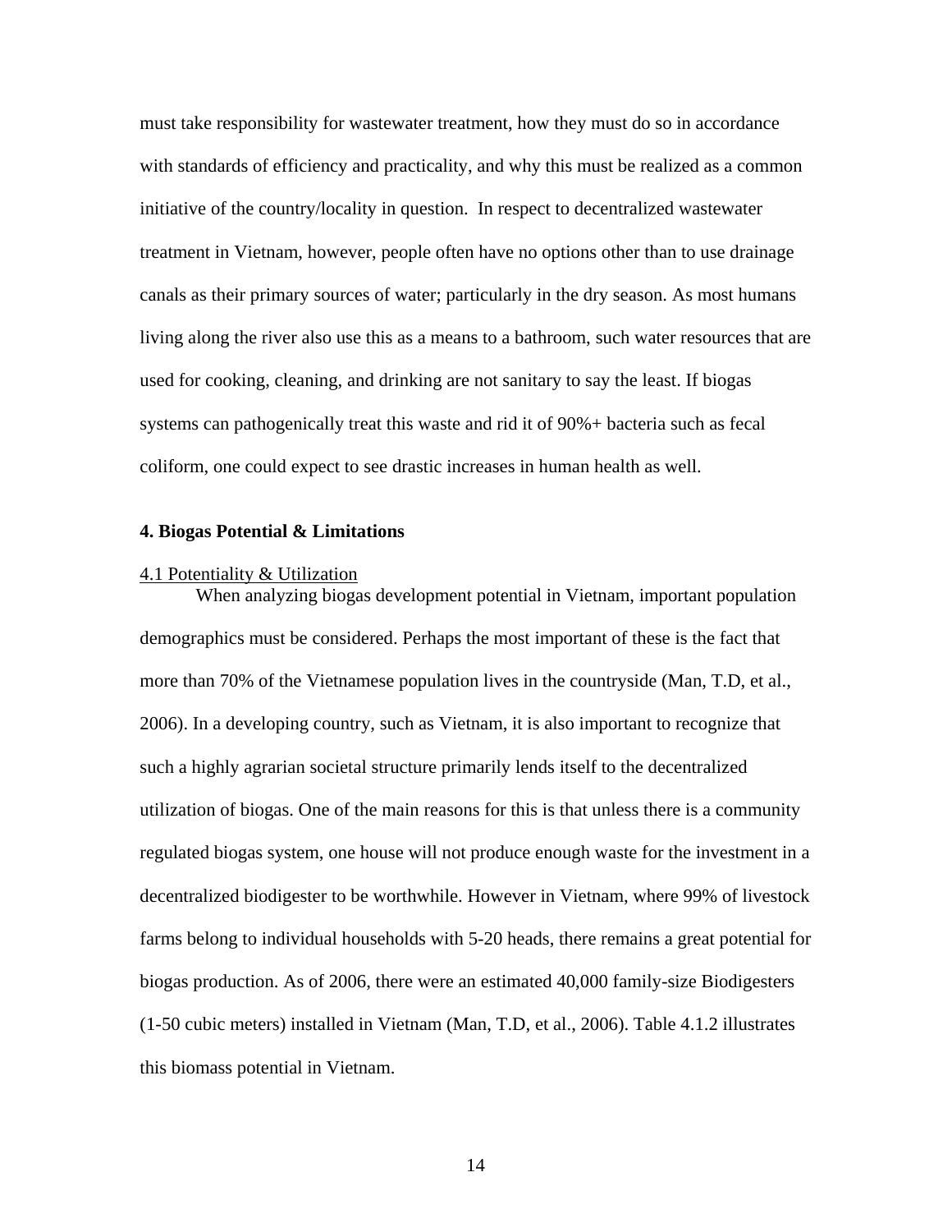must take responsibility for wastewater treatment, how they must do so in accordance with standards of efficiency and practicality, and why this must be realized as a common initiative of the country/locality in question. In respect to decentralized wastewater treatment in Vietnam, however, people often have no options other than to use drainage canals as their primary sources of water; particularly in the dry season. As most humans living along the river also use this as a means to a bathroom, such water resources that are used for cooking, cleaning, and drinking are not sanitary to say the least. If biogas systems can pathogenically treat this waste and rid it of 90%+ bacteria such as fecal coliform, one could expect to see drastic increases in human health as well.

## 4. Biogas Potential & Limitations

### 4.1 Potentiality & Utilization

When analyzing biogas development potential in Vietnam, important population demographics must be considered. Perhaps the most important of these is the fact that more than 70% of the Vietnamese population lives in the countryside (Man, T.D, et al., 2006). In a developing country, such as Vietnam, it is also important to recognize that such a highly agrarian societal structure primarily lends itself to the decentralized utilization of biogas. One of the main reasons for this is that unless there is a community regulated biogas system, one house will not produce enough waste for the investment in a decentralized biodigester to be worthwhile. However in Vietnam, where 99% of livestock farms belong to individual households with 5-20 heads, there remains a great potential for biogas production. As of 2006, there were an estimated 40,000 family-size Biodigesters (1-50 cubic meters) installed in Vietnam (Man, T.D, et al., 2006). Table 4.1.2 illustrates this biomass potential in Vietnam.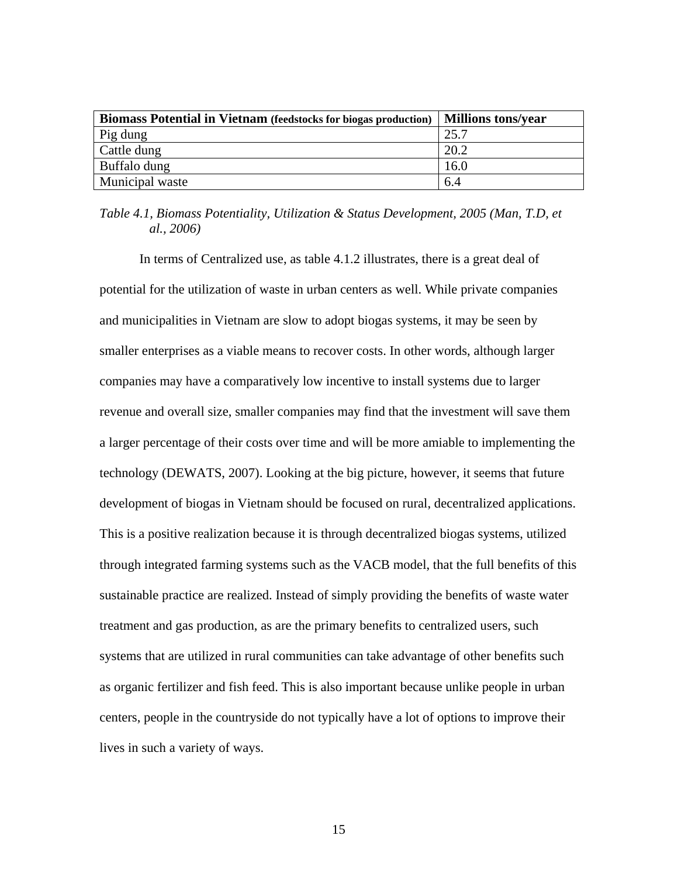| **Biomass Potential in Vietnam** (feedstocks for biogas production) | **Millions tons/year** |
| --- | --- |
| Pig dung | 25.7 |
| Cattle dung | 20.2 |
| Buffalo dung | 16.0 |
| Municipal waste | 6.4 |

*Table 4.1, Biomass Potentiality, Utilization & Status Development, 2005 (Man, T.D, et al., 2006)*

In terms of Centralized use, as table 4.1.2 illustrates, there is a great deal of potential for the utilization of waste in urban centers as well. While private companies and municipalities in Vietnam are slow to adopt biogas systems, it may be seen by smaller enterprises as a viable means to recover costs. In other words, although larger companies may have a comparatively low incentive to install systems due to larger revenue and overall size, smaller companies may find that the investment will save them a larger percentage of their costs over time and will be more amiable to implementing the technology (DEWATS, 2007). Looking at the big picture, however, it seems that future development of biogas in Vietnam should be focused on rural, decentralized applications. This is a positive realization because it is through decentralized biogas systems, utilized through integrated farming systems such as the VACB model, that the full benefits of this sustainable practice are realized. Instead of simply providing the benefits of waste water treatment and gas production, as are the primary benefits to centralized users, such systems that are utilized in rural communities can take advantage of other benefits such as organic fertilizer and fish feed. This is also important because unlike people in urban centers, people in the countryside do not typically have a lot of options to improve their lives in such a variety of ways.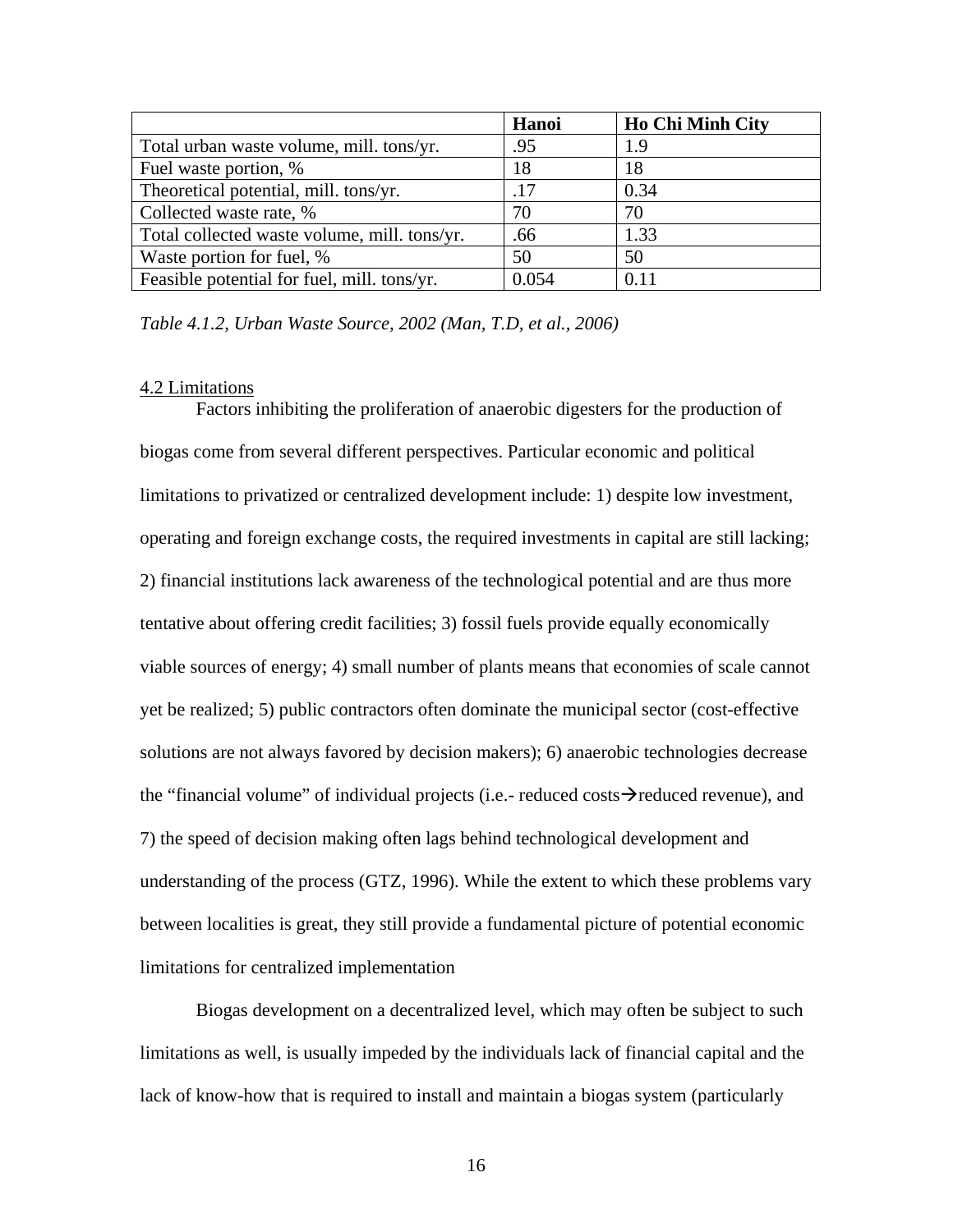| | Hanoi | Ho Chi Minh City |
|---|---|---|
| Total urban waste volume, mill. tons/yr. | .95 | 1.9 |
| Fuel waste portion, % | 18 | 18 |
| Theoretical potential, mill. tons/yr. | .17 | 0.34 |
| Collected waste rate, % | 70 | 70 |
| Total collected waste volume, mill. tons/yr. | .66 | 1.33 |
| Waste portion for fuel, % | 50 | 50 |
| Feasible potential for fuel, mill. tons/yr. | 0.054 | 0.11 |

*Table 4.1.2, Urban Waste Source, 2002 (Man, T.D, et al., 2006)*

4.2 Limitations

Factors inhibiting the proliferation of anaerobic digesters for the production of biogas come from several different perspectives. Particular economic and political limitations to privatized or centralized development include: 1) despite low investment, operating and foreign exchange costs, the required investments in capital are still lacking; 2) financial institutions lack awareness of the technological potential and are thus more tentative about offering credit facilities; 3) fossil fuels provide equally economically viable sources of energy; 4) small number of plants means that economies of scale cannot yet be realized; 5) public contractors often dominate the municipal sector (cost-effective solutions are not always favored by decision makers); 6) anaerobic technologies decrease the "financial volume" of individual projects (i.e.- reduced costs→reduced revenue), and 7) the speed of decision making often lags behind technological development and understanding of the process (GTZ, 1996). While the extent to which these problems vary between localities is great, they still provide a fundamental picture of potential economic limitations for centralized implementation

Biogas development on a decentralized level, which may often be subject to such limitations as well, is usually impeded by the individuals lack of financial capital and the lack of know-how that is required to install and maintain a biogas system (particularly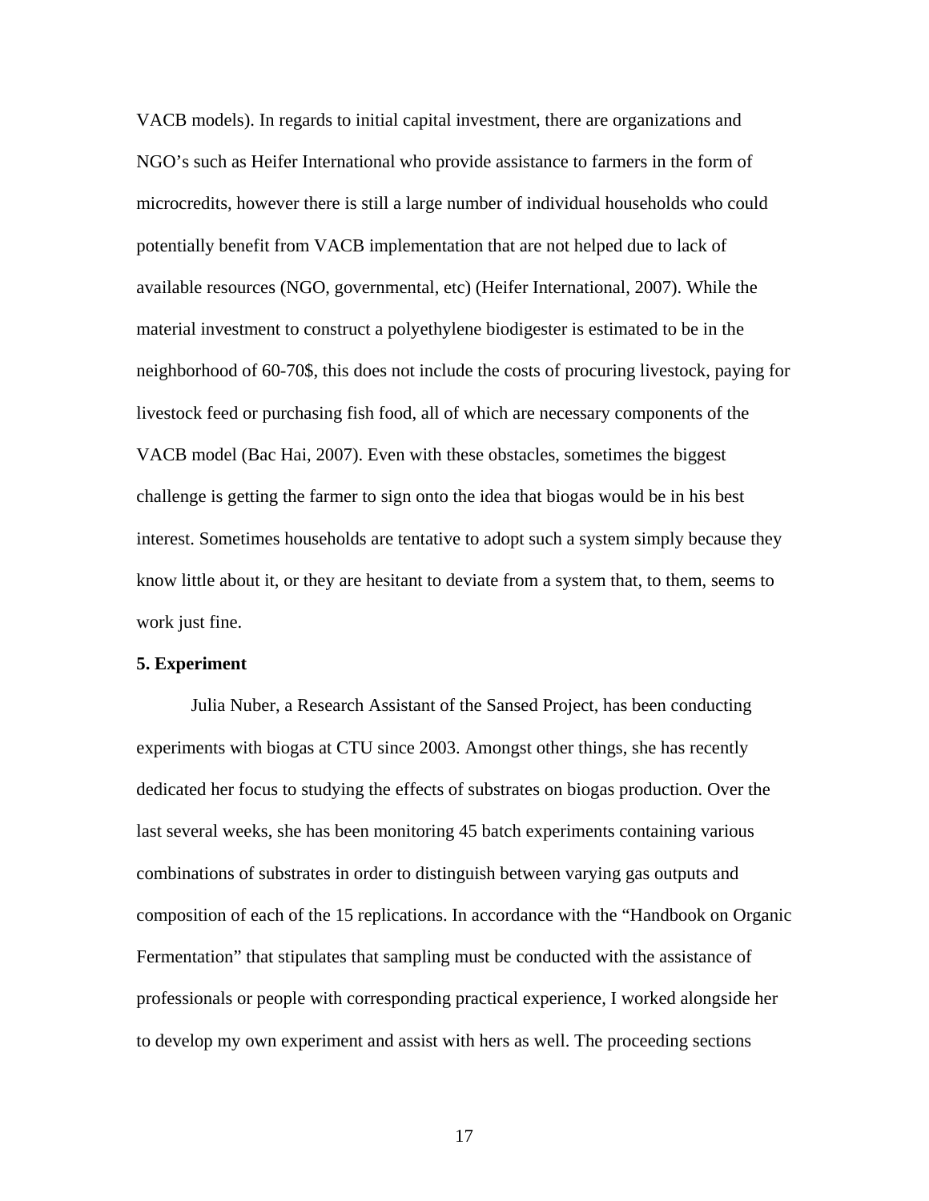VACB models). In regards to initial capital investment, there are organizations and NGO's such as Heifer International who provide assistance to farmers in the form of microcredits, however there is still a large number of individual households who could potentially benefit from VACB implementation that are not helped due to lack of available resources (NGO, governmental, etc) (Heifer International, 2007). While the material investment to construct a polyethylene biodigester is estimated to be in the neighborhood of 60-70$, this does not include the costs of procuring livestock, paying for livestock feed or purchasing fish food, all of which are necessary components of the VACB model (Bac Hai, 2007). Even with these obstacles, sometimes the biggest challenge is getting the farmer to sign onto the idea that biogas would be in his best interest. Sometimes households are tentative to adopt such a system simply because they know little about it, or they are hesitant to deviate from a system that, to them, seems to work just fine.

**5. Experiment**

Julia Nuber, a Research Assistant of the Sansed Project, has been conducting experiments with biogas at CTU since 2003. Amongst other things, she has recently dedicated her focus to studying the effects of substrates on biogas production. Over the last several weeks, she has been monitoring 45 batch experiments containing various combinations of substrates in order to distinguish between varying gas outputs and composition of each of the 15 replications. In accordance with the "Handbook on Organic Fermentation" that stipulates that sampling must be conducted with the assistance of professionals or people with corresponding practical experience, I worked alongside her to develop my own experiment and assist with hers as well. The proceeding sections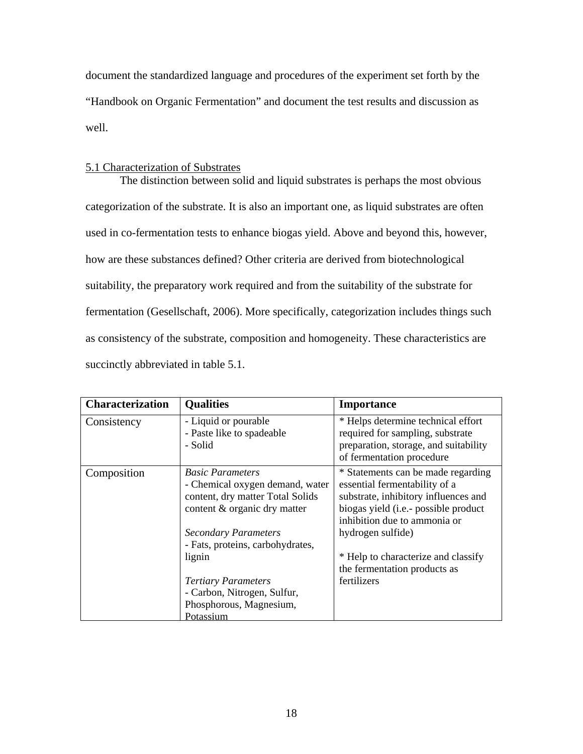document the standardized language and procedures of the experiment set forth by the "Handbook on Organic Fermentation" and document the test results and discussion as well.

5.1 Characterization of Substrates

The distinction between solid and liquid substrates is perhaps the most obvious categorization of the substrate. It is also an important one, as liquid substrates are often used in co-fermentation tests to enhance biogas yield. Above and beyond this, however, how are these substances defined? Other criteria are derived from biotechnological suitability, the preparatory work required and from the suitability of the substrate for fermentation (Gesellschaft, 2006). More specifically, categorization includes things such as consistency of the substrate, composition and homogeneity. These characteristics are succinctly abbreviated in table 5.1.

| **Characterization** | **Qualities** | **Importance** |
|---|---|---|
| Consistency | - Liquid or pourable<br>- Paste like to spadeable<br>- Solid | * Helps determine technical effort required for sampling, substrate preparation, storage, and suitability of fermentation procedure |
| Composition | *Basic Parameters*<br>- Chemical oxygen demand, water content, dry matter Total Solids content & organic dry matter<br><br>*Secondary Parameters*<br>- Fats, proteins, carbohydrates, lignin<br><br>*Tertiary Parameters*<br>- Carbon, Nitrogen, Sulfur, Phosphorous, Magnesium, Potassium | * Statements can be made regarding essential fermentability of a substrate, inhibitory influences and biogas yield (i.e.- possible product inhibition due to ammonia or hydrogen sulfide)<br><br>* Help to characterize and classify the fermentation products as fertilizers |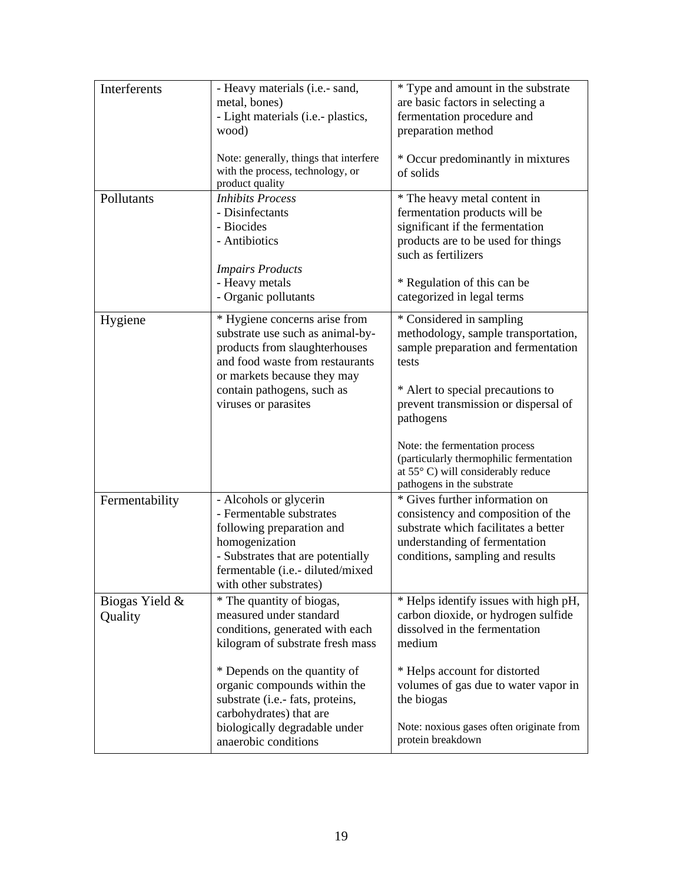| Interferents | - Heavy materials (i.e.- sand, metal, bones)<br>- Light materials (i.e.- plastics, wood)<br><br>Note: generally, things that interfere with the process, technology, or product quality | * Type and amount in the substrate are basic factors in selecting a fermentation procedure and preparation method<br><br>* Occur predominantly in mixtures of solids |
|---|---|---|
| Pollutants | *Inhibits Process*<br>- Disinfectants<br>- Biocides<br>- Antibiotics<br><br>*Impairs Products*<br>- Heavy metals<br>- Organic pollutants | * The heavy metal content in fermentation products will be significant if the fermentation products are to be used for things such as fertilizers<br><br>* Regulation of this can be categorized in legal terms |
| Hygiene | * Hygiene concerns arise from substrate use such as animal-by-products from slaughterhouses and food waste from restaurants or markets because they may contain pathogens, such as viruses or parasites | * Considered in sampling methodology, sample transportation, sample preparation and fermentation tests<br><br>* Alert to special precautions to prevent transmission or dispersal of pathogens<br><br>Note: the fermentation process (particularly thermophilic fermentation at 55° C) will considerably reduce pathogens in the substrate |
| Fermentability | - Alcohols or glycerin<br>- Fermentable substrates following preparation and homogenization<br>- Substrates that are potentially fermentable (i.e.- diluted/mixed with other substrates) | * Gives further information on consistency and composition of the substrate which facilitates a better understanding of fermentation conditions, sampling and results |
| Biogas Yield & Quality | * The quantity of biogas, measured under standard conditions, generated with each kilogram of substrate fresh mass<br><br>* Depends on the quantity of organic compounds within the substrate (i.e.- fats, proteins, carbohydrates) that are biologically degradable under anaerobic conditions | * Helps identify issues with high pH, carbon dioxide, or hydrogen sulfide dissolved in the fermentation medium<br><br>* Helps account for distorted volumes of gas due to water vapor in the biogas<br><br>Note: noxious gases often originate from protein breakdown |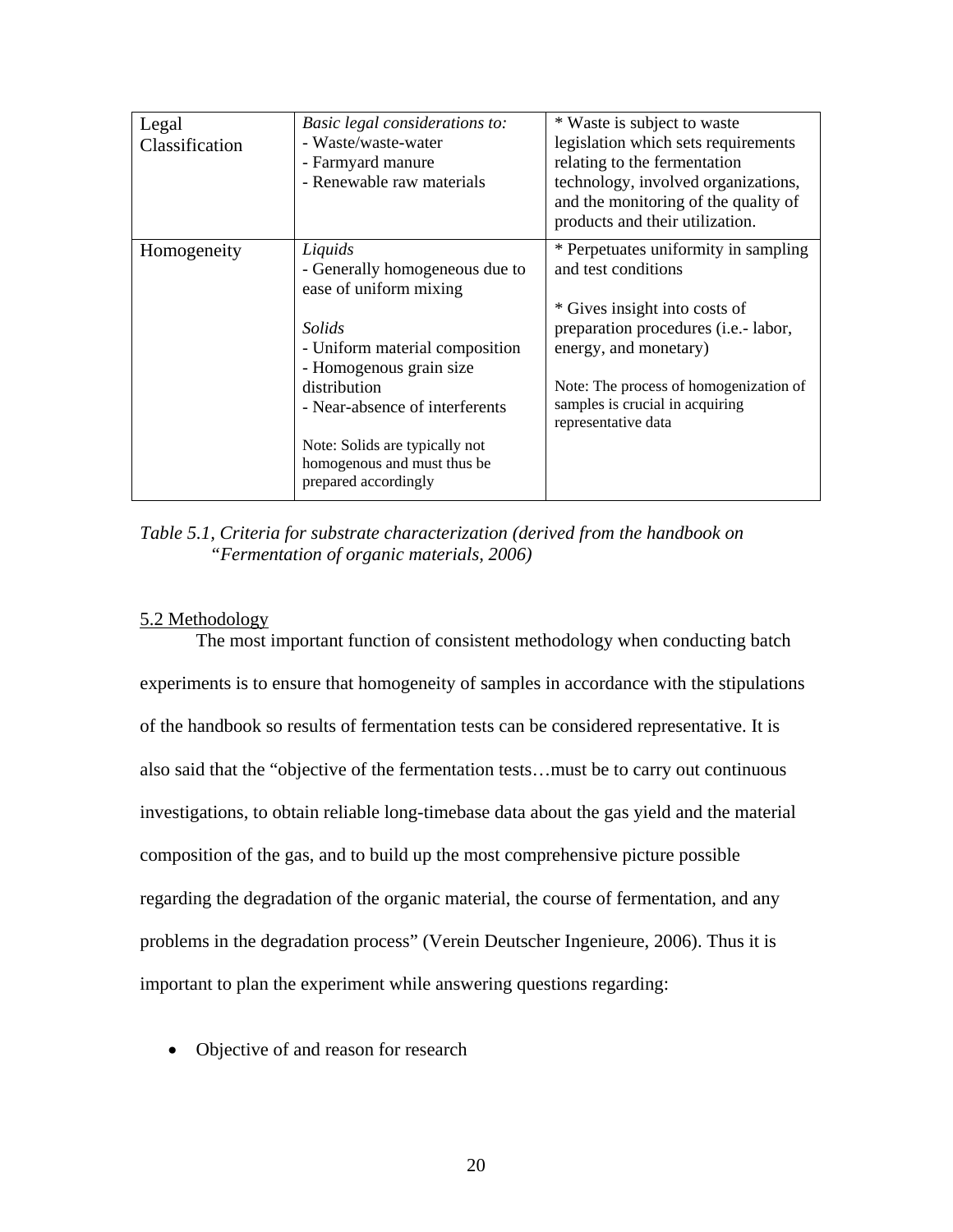| Legal Classification | *Basic legal considerations to:*<br>- Waste/waste-water<br>- Farmyard manure<br>- Renewable raw materials | * Waste is subject to waste legislation which sets requirements relating to the fermentation technology, involved organizations, and the monitoring of the quality of products and their utilization. |
|---|---|---|
| Homogeneity | *Liquids*<br>- Generally homogeneous due to ease of uniform mixing<br><br>*Solids*<br>- Uniform material composition<br>- Homogenous grain size distribution<br>- Near-absence of interferents<br><br>Note: Solids are typically not homogenous and must thus be prepared accordingly | * Perpetuates uniformity in sampling and test conditions<br><br>* Gives insight into costs of preparation procedures (i.e.- labor, energy, and monetary)<br><br>Note: The process of homogenization of samples is crucial in acquiring representative data |

*Table 5.1, Criteria for substrate characterization (derived from the handbook on "Fermentation of organic materials, 2006)*

## 5.2 Methodology

The most important function of consistent methodology when conducting batch experiments is to ensure that homogeneity of samples in accordance with the stipulations of the handbook so results of fermentation tests can be considered representative. It is also said that the "objective of the fermentation tests…must be to carry out continuous investigations, to obtain reliable long-timebase data about the gas yield and the material composition of the gas, and to build up the most comprehensive picture possible regarding the degradation of the organic material, the course of fermentation, and any problems in the degradation process" (Verein Deutscher Ingenieure, 2006). Thus it is important to plan the experiment while answering questions regarding:

- Objective of and reason for research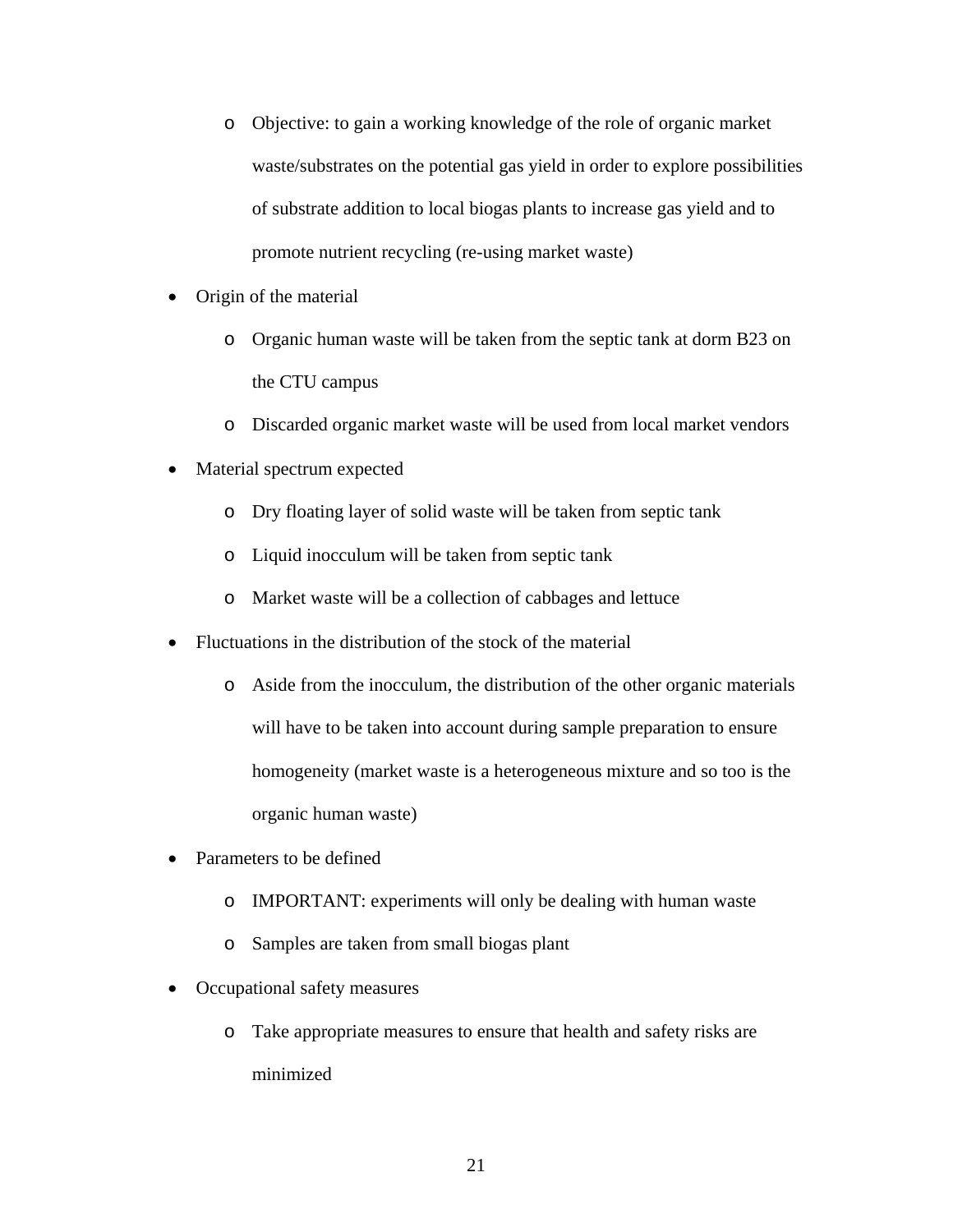- Objective: to gain a working knowledge of the role of organic market waste/substrates on the potential gas yield in order to explore possibilities of substrate addition to local biogas plants to increase gas yield and to promote nutrient recycling (re-using market waste)

- Origin of the material
  - Organic human waste will be taken from the septic tank at dorm B23 on the CTU campus
  - Discarded organic market waste will be used from local market vendors
- Material spectrum expected
  - Dry floating layer of solid waste will be taken from septic tank
  - Liquid inocculum will be taken from septic tank
  - Market waste will be a collection of cabbages and lettuce
- Fluctuations in the distribution of the stock of the material
  - Aside from the inocculum, the distribution of the other organic materials will have to be taken into account during sample preparation to ensure homogeneity (market waste is a heterogeneous mixture and so too is the organic human waste)
- Parameters to be defined
  - IMPORTANT: experiments will only be dealing with human waste
  - Samples are taken from small biogas plant
- Occupational safety measures
  - Take appropriate measures to ensure that health and safety risks are minimized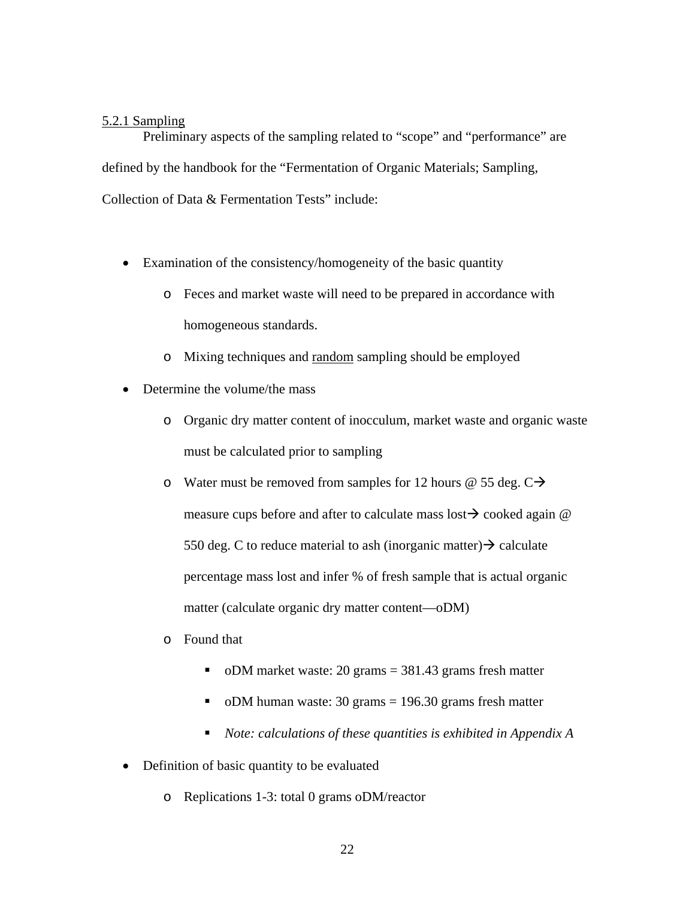5.2.1 Sampling

Preliminary aspects of the sampling related to "scope" and "performance" are defined by the handbook for the "Fermentation of Organic Materials; Sampling, Collection of Data & Fermentation Tests" include:

- Examination of the consistency/homogeneity of the basic quantity
  - Feces and market waste will need to be prepared in accordance with homogeneous standards.
  - Mixing techniques and random sampling should be employed
- Determine the volume/the mass
  - Organic dry matter content of inocculum, market waste and organic waste must be calculated prior to sampling
  - Water must be removed from samples for 12 hours @ 55 deg. C→ measure cups before and after to calculate mass lost→ cooked again @ 550 deg. C to reduce material to ash (inorganic matter)→ calculate percentage mass lost and infer % of fresh sample that is actual organic matter (calculate organic dry matter content—oDM)
  - Found that
    - oDM market waste: 20 grams = 381.43 grams fresh matter
    - oDM human waste: 30 grams = 196.30 grams fresh matter
    - *Note: calculations of these quantities is exhibited in Appendix A*
- Definition of basic quantity to be evaluated
  - Replications 1-3: total 0 grams oDM/reactor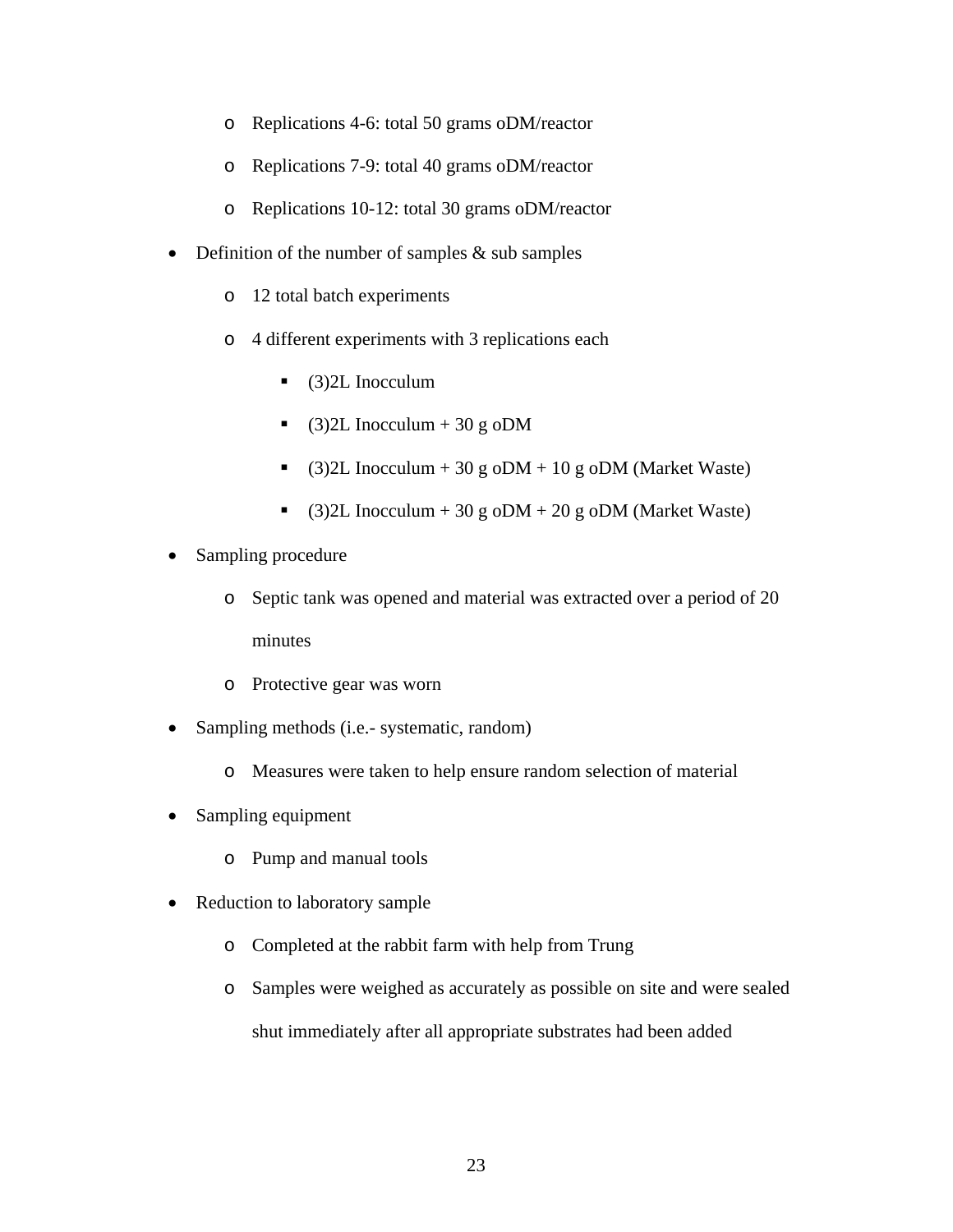- Replications 4-6: total 50 grams oDM/reactor
  - Replications 7-9: total 40 grams oDM/reactor
  - Replications 10-12: total 30 grams oDM/reactor
- Definition of the number of samples & sub samples
  - 12 total batch experiments
  - 4 different experiments with 3 replications each
    - (3)2L Inocculum
    - (3)2L Inocculum + 30 g oDM
    - (3)2L Inocculum + 30 g oDM + 10 g oDM (Market Waste)
    - (3)2L Inocculum + 30 g oDM + 20 g oDM (Market Waste)
- Sampling procedure
  - Septic tank was opened and material was extracted over a period of 20 minutes
  - Protective gear was worn
- Sampling methods (i.e.- systematic, random)
  - Measures were taken to help ensure random selection of material
- Sampling equipment
  - Pump and manual tools
- Reduction to laboratory sample
  - Completed at the rabbit farm with help from Trung
  - Samples were weighed as accurately as possible on site and were sealed shut immediately after all appropriate substrates had been added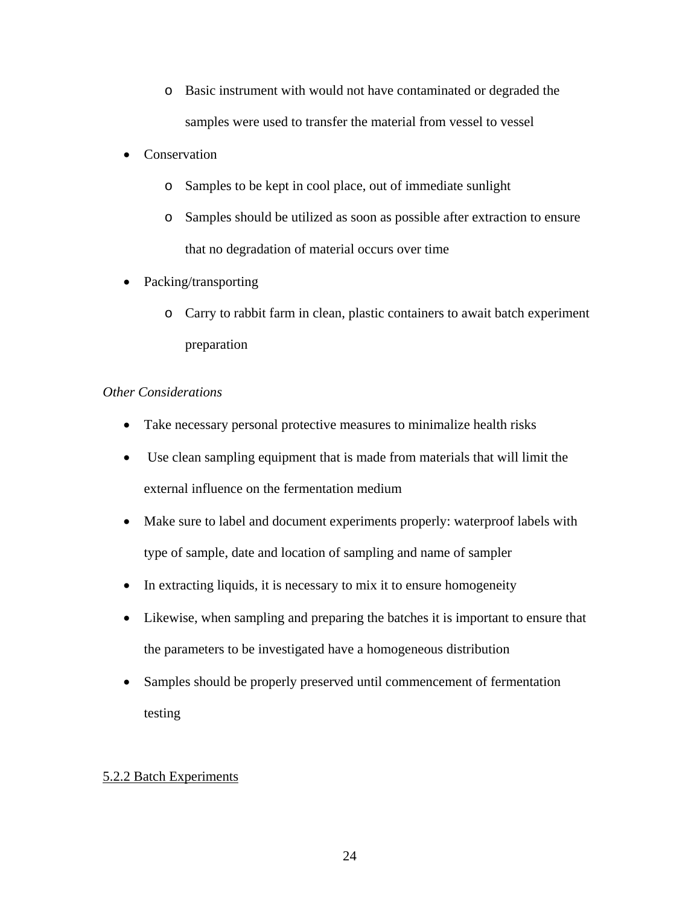- Basic instrument with would not have contaminated or degraded the samples were used to transfer the material from vessel to vessel
- Conservation
   - Samples to be kept in cool place, out of immediate sunlight
   - Samples should be utilized as soon as possible after extraction to ensure that no degradation of material occurs over time
- Packing/transporting
   - Carry to rabbit farm in clean, plastic containers to await batch experiment preparation

*Other Considerations*

- Take necessary personal protective measures to minimalize health risks
- Use clean sampling equipment that is made from materials that will limit the external influence on the fermentation medium
- Make sure to label and document experiments properly: waterproof labels with type of sample, date and location of sampling and name of sampler
- In extracting liquids, it is necessary to mix it to ensure homogeneity
- Likewise, when sampling and preparing the batches it is important to ensure that the parameters to be investigated have a homogeneous distribution
- Samples should be properly preserved until commencement of fermentation testing

### 5.2.2 Batch Experiments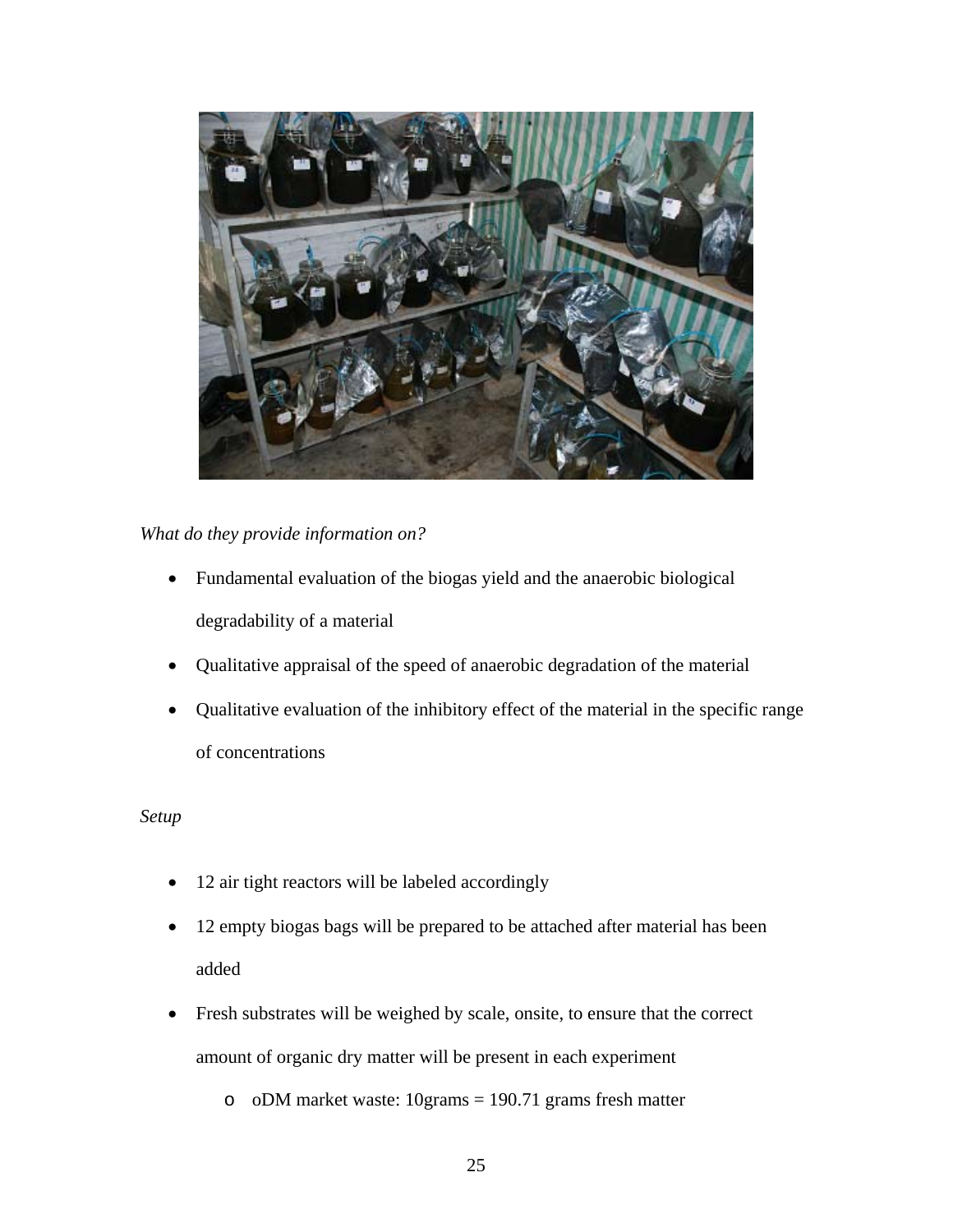*What do they provide information on?*

- Fundamental evaluation of the biogas yield and the anaerobic biological degradability of a material
- Qualitative appraisal of the speed of anaerobic degradation of the material
- Qualitative evaluation of the inhibitory effect of the material in the specific range of concentrations

*Setup*

- 12 air tight reactors will be labeled accordingly
- 12 empty biogas bags will be prepared to be attached after material has been added
- Fresh substrates will be weighed by scale, onsite, to ensure that the correct amount of organic dry matter will be present in each experiment
  - oDM market waste: 10grams = 190.71 grams fresh matter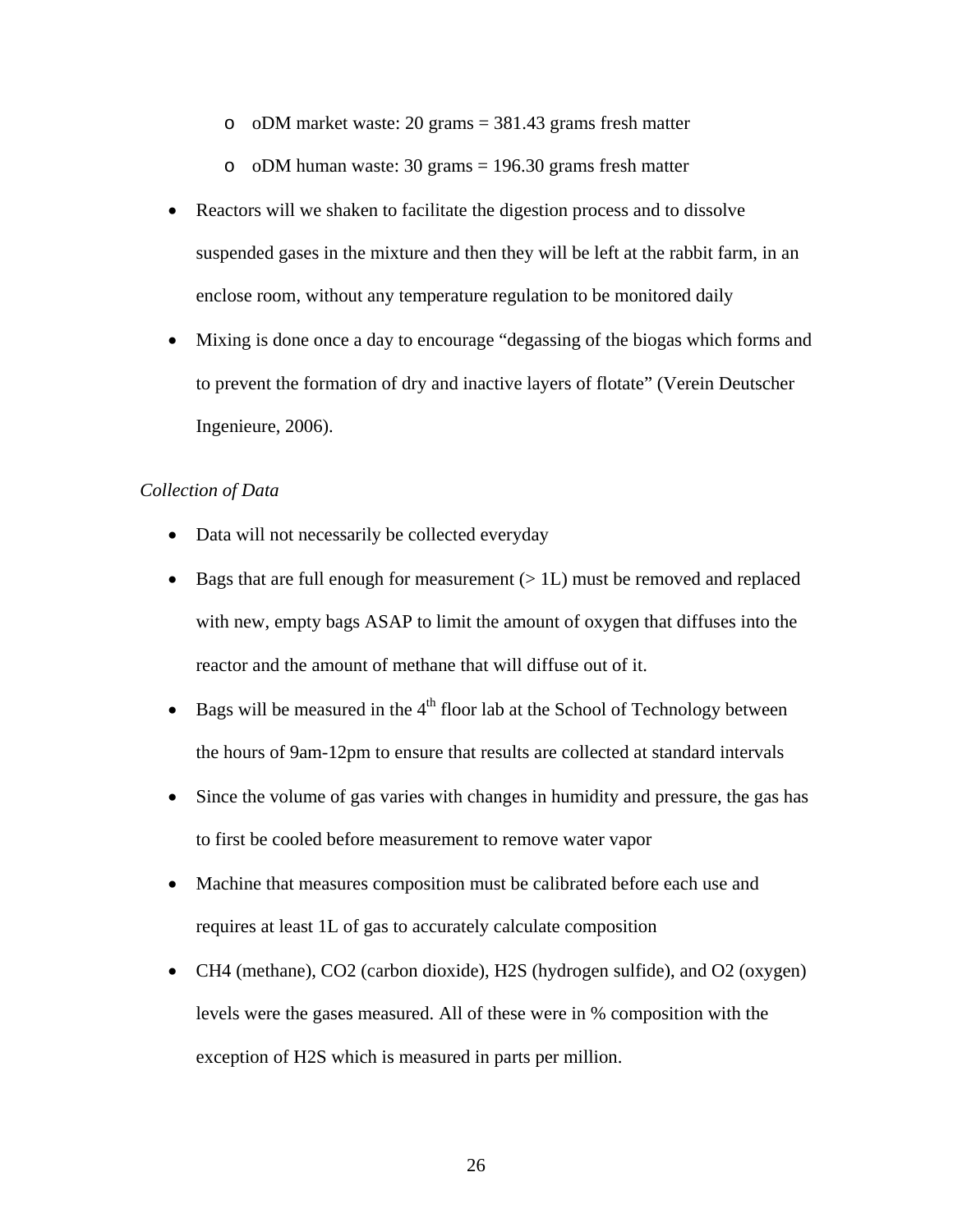- oDM market waste: 20 grams = 381.43 grams fresh matter
  - oDM human waste: 30 grams = 196.30 grams fresh matter
- Reactors will we shaken to facilitate the digestion process and to dissolve suspended gases in the mixture and then they will be left at the rabbit farm, in an enclose room, without any temperature regulation to be monitored daily
- Mixing is done once a day to encourage "degassing of the biogas which forms and to prevent the formation of dry and inactive layers of flotate" (Verein Deutscher Ingenieure, 2006).

*Collection of Data*

- Data will not necessarily be collected everyday
- Bags that are full enough for measurement (> 1L) must be removed and replaced with new, empty bags ASAP to limit the amount of oxygen that diffuses into the reactor and the amount of methane that will diffuse out of it.
- Bags will be measured in the 4th floor lab at the School of Technology between the hours of 9am-12pm to ensure that results are collected at standard intervals
- Since the volume of gas varies with changes in humidity and pressure, the gas has to first be cooled before measurement to remove water vapor
- Machine that measures composition must be calibrated before each use and requires at least 1L of gas to accurately calculate composition
- $CH_4$ (methane), $CO_2$ (carbon dioxide), $H_2S$ (hydrogen sulfide), and $O_2$ (oxygen) levels were the gases measured. All of these were in % composition with the exception of $H_2S$ which is measured in parts per million.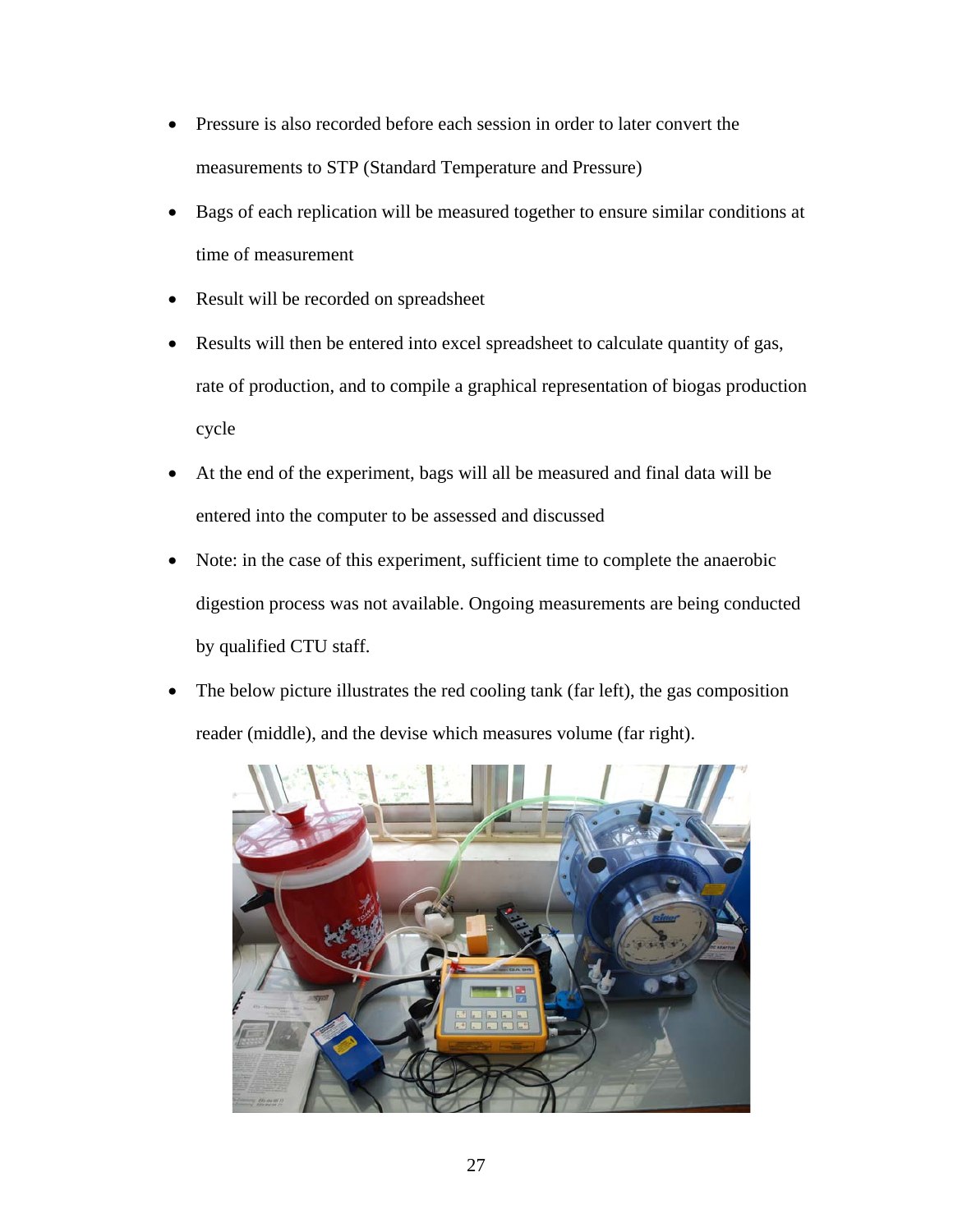- Pressure is also recorded before each session in order to later convert the measurements to STP (Standard Temperature and Pressure)
- Bags of each replication will be measured together to ensure similar conditions at time of measurement
- Result will be recorded on spreadsheet
- Results will then be entered into excel spreadsheet to calculate quantity of gas, rate of production, and to compile a graphical representation of biogas production cycle
- At the end of the experiment, bags will all be measured and final data will be entered into the computer to be assessed and discussed
- Note: in the case of this experiment, sufficient time to complete the anaerobic digestion process was not available. Ongoing measurements are being conducted by qualified CTU staff.
- The below picture illustrates the red cooling tank (far left), the gas composition reader (middle), and the devise which measures volume (far right).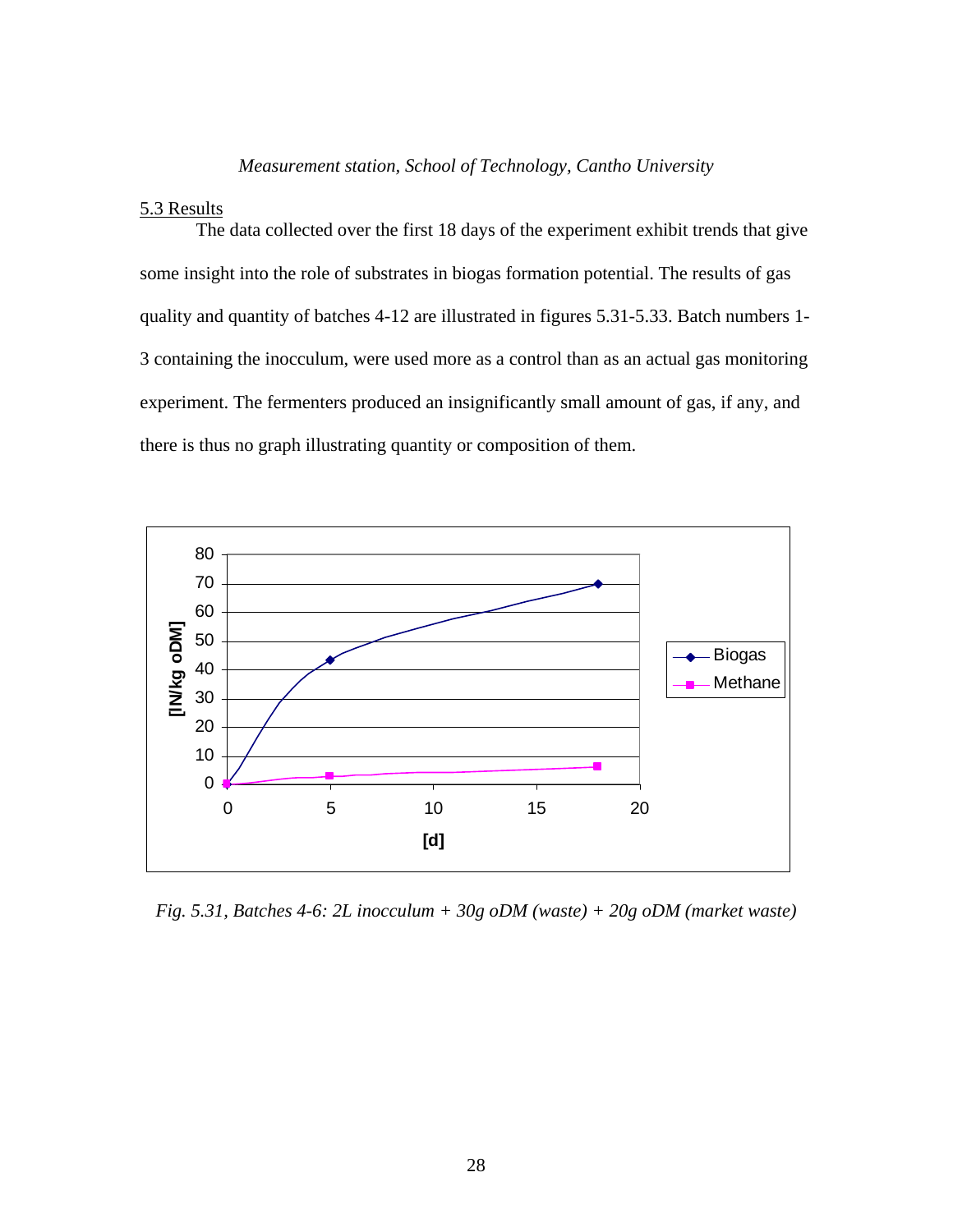*Measurement station, School of Technology, Cantho University*

5.3 Results

The data collected over the first 18 days of the experiment exhibit trends that give some insight into the role of substrates in biogas formation potential. The results of gas quality and quantity of batches 4-12 are illustrated in figures 5.31-5.33. Batch numbers 1-3 containing the inocculum, were used more as a control than as an actual gas monitoring experiment. The fermenters produced an insignificantly small amount of gas, if any, and there is thus no graph illustrating quantity or composition of them.

*Fig. 5.31, Batches 4-6: 2L inocculum + 30g oDM (waste) + 20g oDM (market waste)*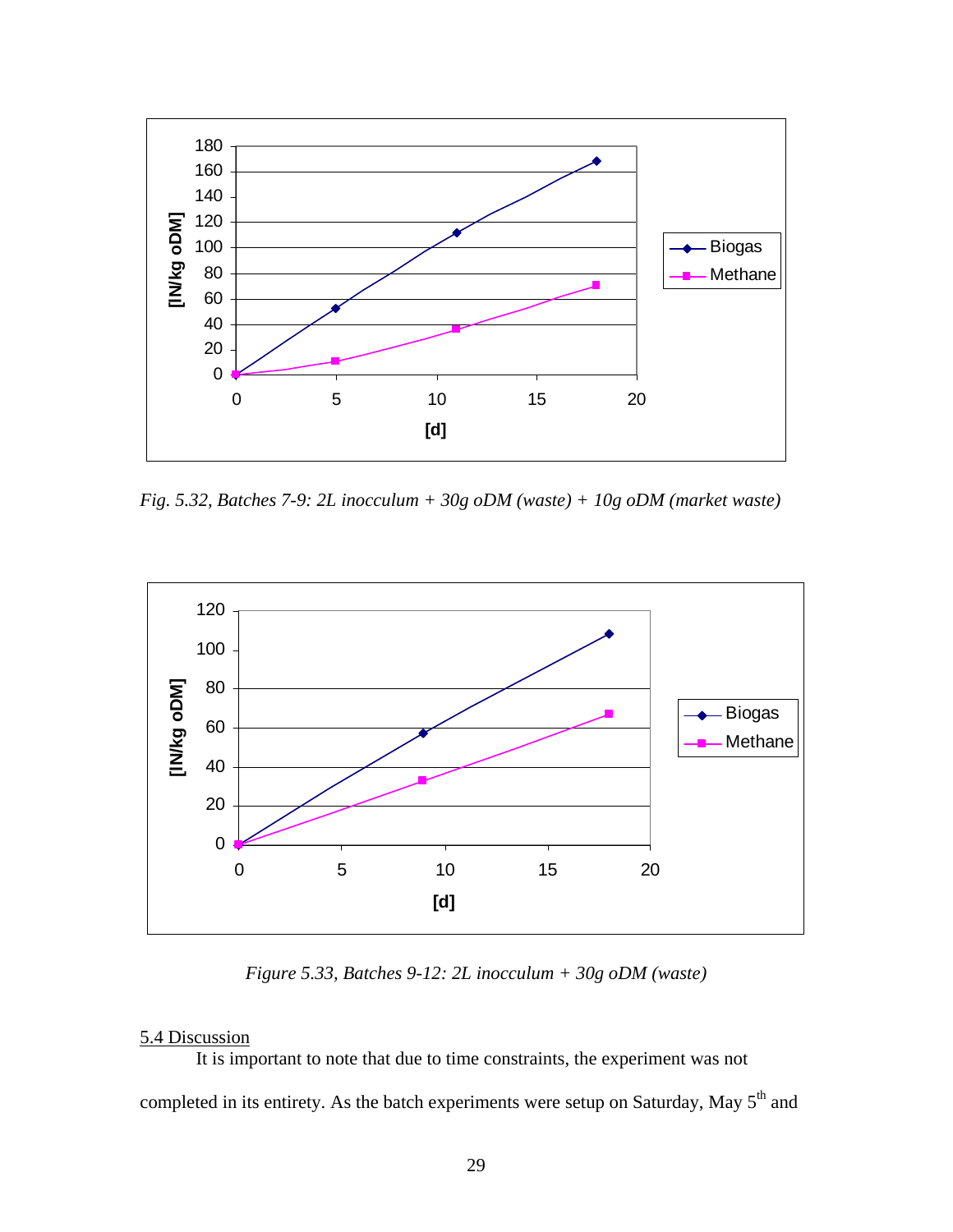Fig. 5.32, Batches 7-9: 2L inocculum + 30g oDM (waste) + 10g oDM (market waste)

Figure 5.33, Batches 9-12: 2L inocculum + 30g oDM (waste)

5.4 Discussion

It is important to note that due to time constraints, the experiment was not completed in its entirety. As the batch experiments were setup on Saturday, May 5th and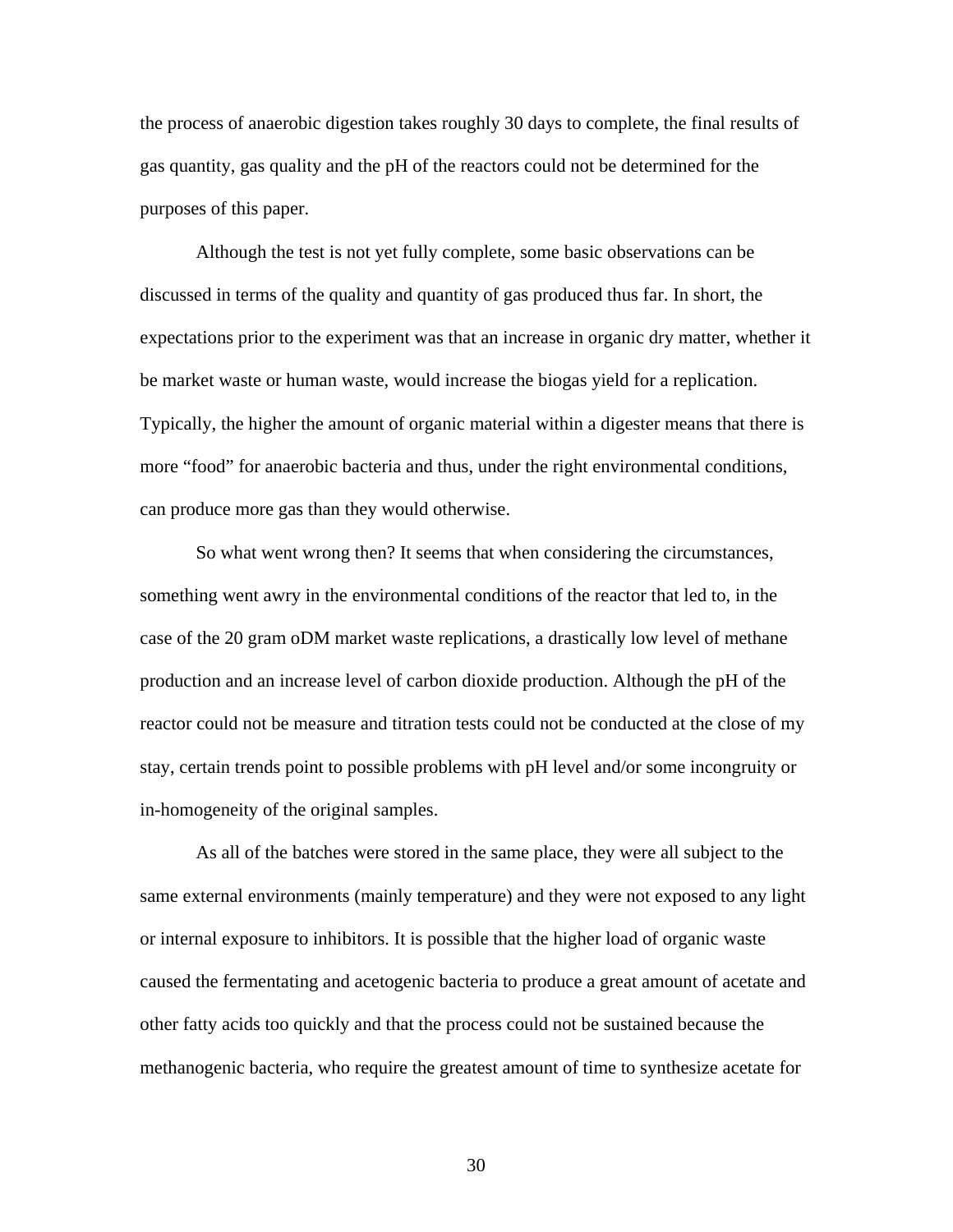the process of anaerobic digestion takes roughly 30 days to complete, the final results of gas quantity, gas quality and the pH of the reactors could not be determined for the purposes of this paper.

Although the test is not yet fully complete, some basic observations can be discussed in terms of the quality and quantity of gas produced thus far. In short, the expectations prior to the experiment was that an increase in organic dry matter, whether it be market waste or human waste, would increase the biogas yield for a replication. Typically, the higher the amount of organic material within a digester means that there is more "food" for anaerobic bacteria and thus, under the right environmental conditions, can produce more gas than they would otherwise.

So what went wrong then? It seems that when considering the circumstances, something went awry in the environmental conditions of the reactor that led to, in the case of the 20 gram oDM market waste replications, a drastically low level of methane production and an increase level of carbon dioxide production. Although the pH of the reactor could not be measure and titration tests could not be conducted at the close of my stay, certain trends point to possible problems with pH level and/or some incongruity or in-homogeneity of the original samples.

As all of the batches were stored in the same place, they were all subject to the same external environments (mainly temperature) and they were not exposed to any light or internal exposure to inhibitors. It is possible that the higher load of organic waste caused the fermentating and acetogenic bacteria to produce a great amount of acetate and other fatty acids too quickly and that the process could not be sustained because the methanogenic bacteria, who require the greatest amount of time to synthesize acetate for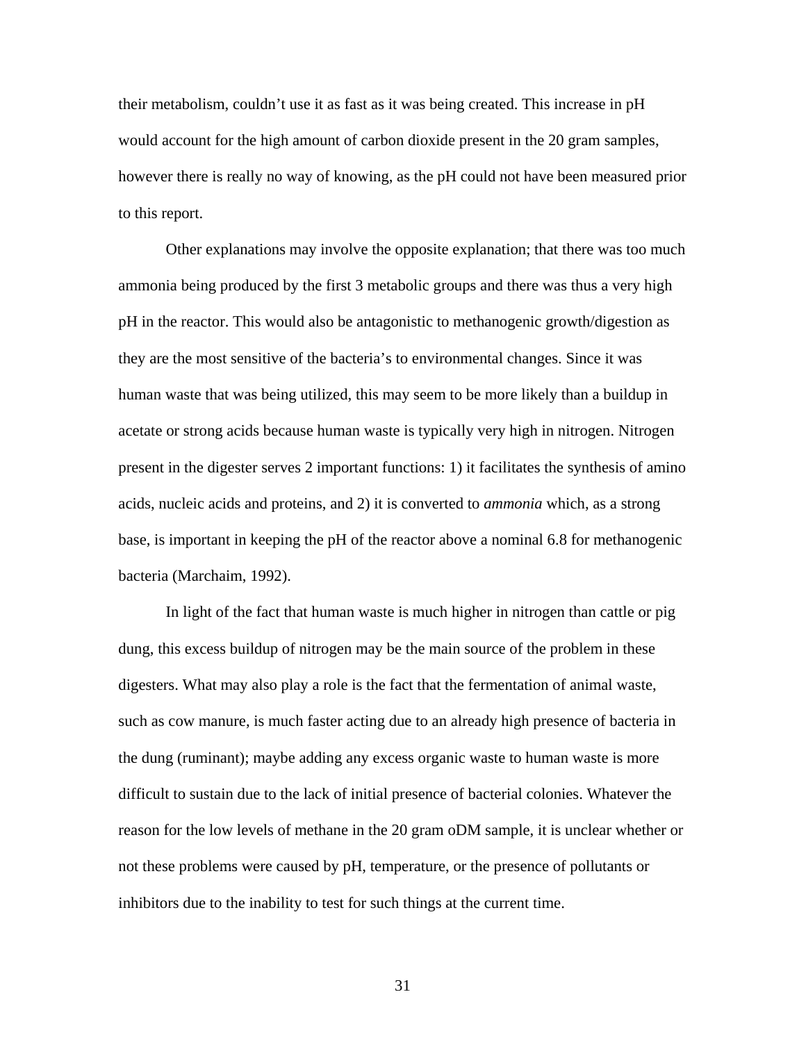their metabolism, couldn't use it as fast as it was being created. This increase in pH would account for the high amount of carbon dioxide present in the 20 gram samples, however there is really no way of knowing, as the pH could not have been measured prior to this report.

Other explanations may involve the opposite explanation; that there was too much ammonia being produced by the first 3 metabolic groups and there was thus a very high pH in the reactor. This would also be antagonistic to methanogenic growth/digestion as they are the most sensitive of the bacteria's to environmental changes. Since it was human waste that was being utilized, this may seem to be more likely than a buildup in acetate or strong acids because human waste is typically very high in nitrogen. Nitrogen present in the digester serves 2 important functions: 1) it facilitates the synthesis of amino acids, nucleic acids and proteins, and 2) it is converted to *ammonia* which, as a strong base, is important in keeping the pH of the reactor above a nominal 6.8 for methanogenic bacteria (Marchaim, 1992).

In light of the fact that human waste is much higher in nitrogen than cattle or pig dung, this excess buildup of nitrogen may be the main source of the problem in these digesters. What may also play a role is the fact that the fermentation of animal waste, such as cow manure, is much faster acting due to an already high presence of bacteria in the dung (ruminant); maybe adding any excess organic waste to human waste is more difficult to sustain due to the lack of initial presence of bacterial colonies. Whatever the reason for the low levels of methane in the 20 gram oDM sample, it is unclear whether or not these problems were caused by pH, temperature, or the presence of pollutants or inhibitors due to the inability to test for such things at the current time.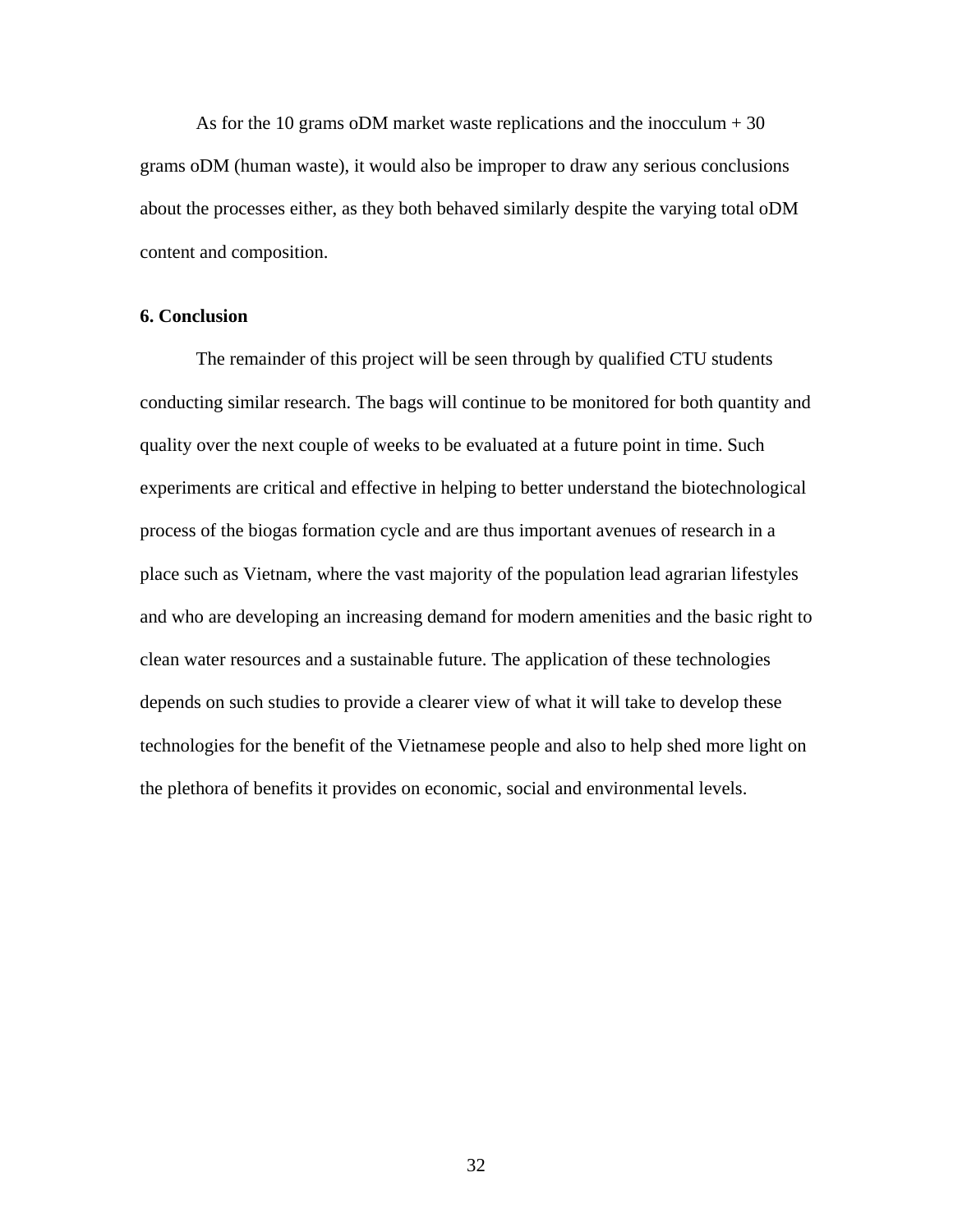As for the 10 grams oDM market waste replications and the inocculum + 30 grams oDM (human waste), it would also be improper to draw any serious conclusions about the processes either, as they both behaved similarly despite the varying total oDM content and composition.

## 6. Conclusion

The remainder of this project will be seen through by qualified CTU students conducting similar research. The bags will continue to be monitored for both quantity and quality over the next couple of weeks to be evaluated at a future point in time. Such experiments are critical and effective in helping to better understand the biotechnological process of the biogas formation cycle and are thus important avenues of research in a place such as Vietnam, where the vast majority of the population lead agrarian lifestyles and who are developing an increasing demand for modern amenities and the basic right to clean water resources and a sustainable future. The application of these technologies depends on such studies to provide a clearer view of what it will take to develop these technologies for the benefit of the Vietnamese people and also to help shed more light on the plethora of benefits it provides on economic, social and environmental levels.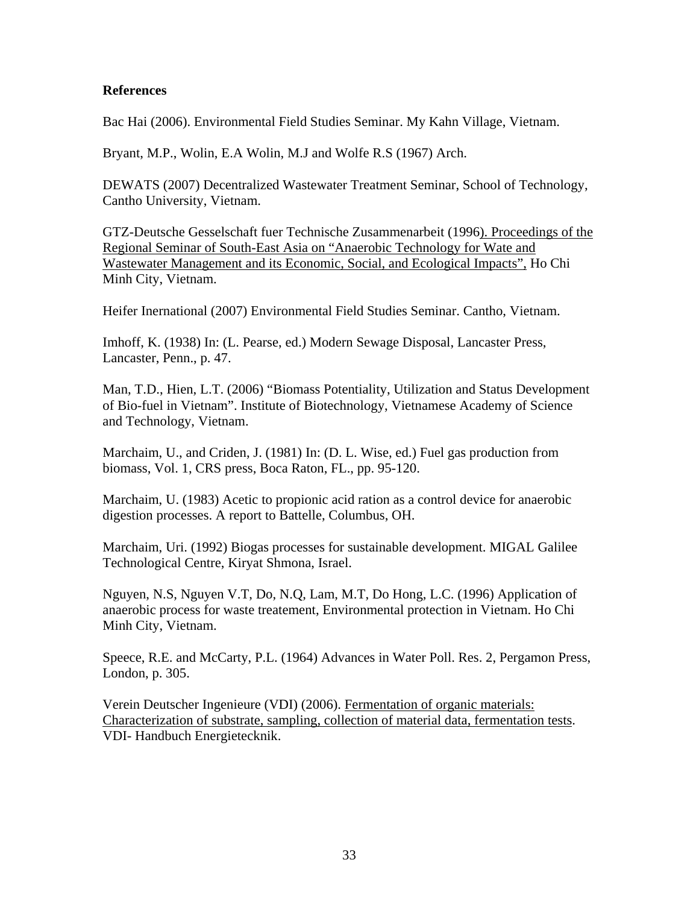**References**

Bac Hai (2006). Environmental Field Studies Seminar. My Kahn Village, Vietnam.

Bryant, M.P., Wolin, E.A Wolin, M.J and Wolfe R.S (1967) Arch.

DEWATS (2007) Decentralized Wastewater Treatment Seminar, School of Technology, Cantho University, Vietnam.

GTZ-Deutsche Gesselschaft fuer Technische Zusammenarbeit (1996). Proceedings of the Regional Seminar of South-East Asia on "Anaerobic Technology for Wate and Wastewater Management and its Economic, Social, and Ecological Impacts", Ho Chi Minh City, Vietnam.

Heifer Inernational (2007) Environmental Field Studies Seminar. Cantho, Vietnam.

Imhoff, K. (1938) In: (L. Pearse, ed.) Modern Sewage Disposal, Lancaster Press, Lancaster, Penn., p. 47.

Man, T.D., Hien, L.T. (2006) "Biomass Potentiality, Utilization and Status Development of Bio-fuel in Vietnam". Institute of Biotechnology, Vietnamese Academy of Science and Technology, Vietnam.

Marchaim, U., and Criden, J. (1981) In: (D. L. Wise, ed.) Fuel gas production from biomass, Vol. 1, CRS press, Boca Raton, FL., pp. 95-120.

Marchaim, U. (1983) Acetic to propionic acid ration as a control device for anaerobic digestion processes. A report to Battelle, Columbus, OH.

Marchaim, Uri. (1992) Biogas processes for sustainable development. MIGAL Galilee Technological Centre, Kiryat Shmona, Israel.

Nguyen, N.S, Nguyen V.T, Do, N.Q, Lam, M.T, Do Hong, L.C. (1996) Application of anaerobic process for waste treatement, Environmental protection in Vietnam. Ho Chi Minh City, Vietnam.

Speece, R.E. and McCarty, P.L. (1964) Advances in Water Poll. Res. 2, Pergamon Press, London, p. 305.

Verein Deutscher Ingenieure (VDI) (2006). Fermentation of organic materials: Characterization of substrate, sampling, collection of material data, fermentation tests. VDI- Handbuch Energietecknik.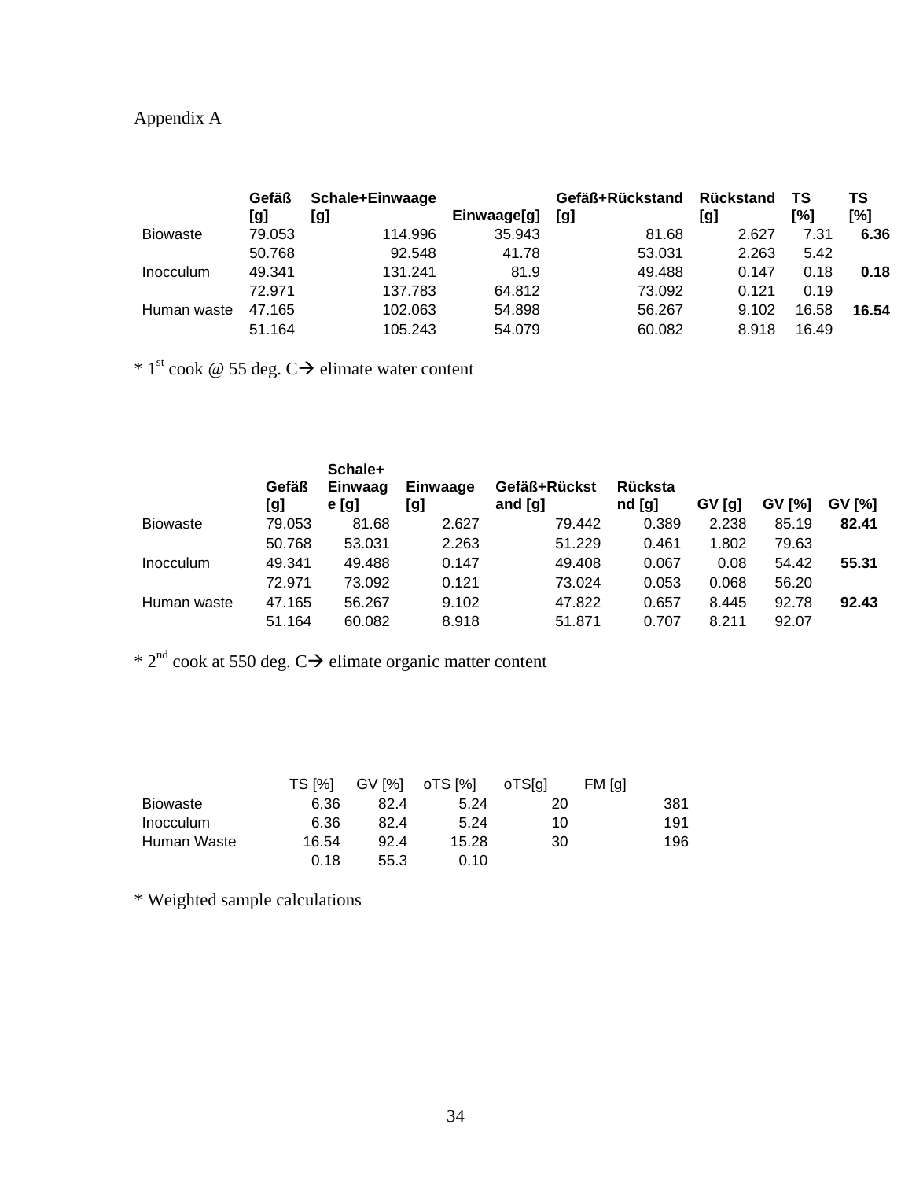Appendix A

| | Gefäß [g] | Schale+Einwaage [g] | Einwaage[g] | Gefäß+Rückstand [g] | Rückstand [g] | TS [%] | TS [%] |
|---|---|---|---|---|---|---|---|
| Biowaste | 79.053 | 114.996 | 35.943 | 81.68 | 2.627 | 7.31 | **6.36** |
| | 50.768 | 92.548 | 41.78 | 53.031 | 2.263 | 5.42 | |
| Inocculum | 49.341 | 131.241 | 81.9 | 49.488 | 0.147 | 0.18 | **0.18** |
| | 72.971 | 137.783 | 64.812 | 73.092 | 0.121 | 0.19 | |
| Human waste | 47.165 | 102.063 | 54.898 | 56.267 | 9.102 | 16.58 | **16.54** |
| | 51.164 | 105.243 | 54.079 | 60.082 | 8.918 | 16.49 | |

* 1st cook @ 55 deg. C→ elimate water content

| | Gefäß [g] | Schale+ Einwaage [g] | Einwaage [g] | Gefäß+Rückstand [g] | Rückstand [g] | GV [g] | GV [%] | GV [%] |
|---|---|---|---|---|---|---|---|---|
| Biowaste | 79.053 | 81.68 | 2.627 | 79.442 | 0.389 | 2.238 | 85.19 | **82.41** |
| | 50.768 | 53.031 | 2.263 | 51.229 | 0.461 | 1.802 | 79.63 | |
| Inocculum | 49.341 | 49.488 | 0.147 | 49.408 | 0.067 | 0.08 | 54.42 | **55.31** |
| | 72.971 | 73.092 | 0.121 | 73.024 | 0.053 | 0.068 | 56.20 | |
| Human waste | 47.165 | 56.267 | 9.102 | 47.822 | 0.657 | 8.445 | 92.78 | **92.43** |
| | 51.164 | 60.082 | 8.918 | 51.871 | 0.707 | 8.211 | 92.07 | |

* 2nd cook at 550 deg. C→ elimate organic matter content

| | TS [%] | GV [%] | oTS [%] | oTS[g] | FM [g] |
|---|---|---|---|---|---|
| Biowaste | 6.36 | 82.4 | 5.24 | 20 | 381 |
| Inocculum | 6.36 | 82.4 | 5.24 | 10 | 191 |
| Human Waste | 16.54 | 92.4 | 15.28 | 30 | 196 |
| | 0.18 | 55.3 | 0.10 | | |

* Weighted sample calculations